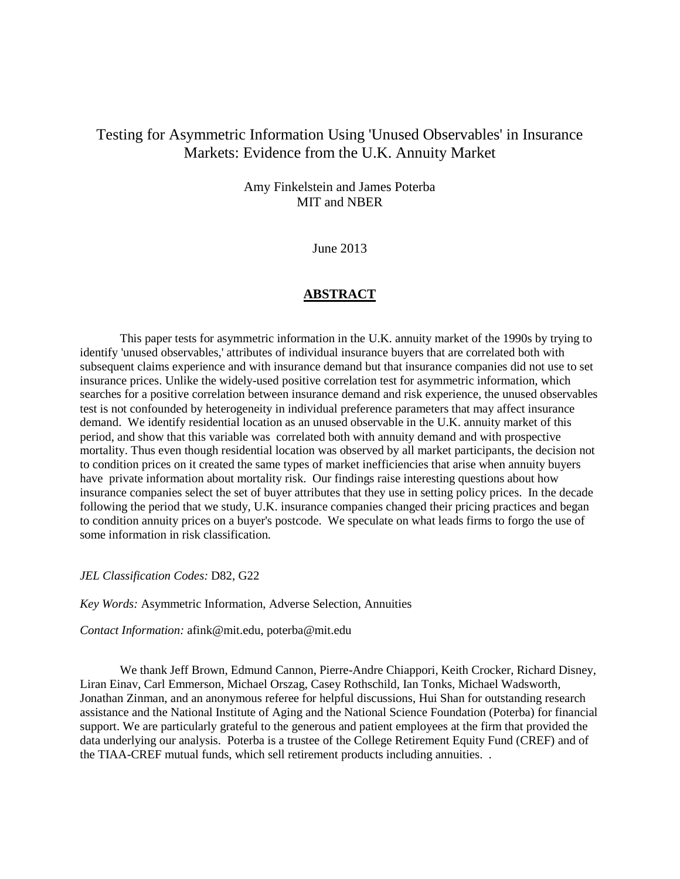# Testing for Asymmetric Information Using 'Unused Observables' in Insurance Markets: Evidence from the U.K. Annuity Market

Amy Finkelstein and James Poterba
MIT and NBER

June 2013

## ABSTRACT

This paper tests for asymmetric information in the U.K. annuity market of the 1990s by trying to identify 'unused observables,' attributes of individual insurance buyers that are correlated both with subsequent claims experience and with insurance demand but that insurance companies did not use to set insurance prices. Unlike the widely-used positive correlation test for asymmetric information, which searches for a positive correlation between insurance demand and risk experience, the unused observables test is not confounded by heterogeneity in individual preference parameters that may affect insurance demand. We identify residential location as an unused observable in the U.K. annuity market of this period, and show that this variable was correlated both with annuity demand and with prospective mortality. Thus even though residential location was observed by all market participants, the decision not to condition prices on it created the same types of market inefficiencies that arise when annuity buyers have private information about mortality risk. Our findings raise interesting questions about how insurance companies select the set of buyer attributes that they use in setting policy prices. In the decade following the period that we study, U.K. insurance companies changed their pricing practices and began to condition annuity prices on a buyer's postcode. We speculate on what leads firms to forgo the use of some information in risk classification.

*JEL Classification Codes:* D82, G22

*Key Words:* Asymmetric Information, Adverse Selection, Annuities

*Contact Information:* afink@mit.edu, poterba@mit.edu

We thank Jeff Brown, Edmund Cannon, Pierre-Andre Chiappori, Keith Crocker, Richard Disney, Liran Einav, Carl Emmerson, Michael Orszag, Casey Rothschild, Ian Tonks, Michael Wadsworth, Jonathan Zinman, and an anonymous referee for helpful discussions, Hui Shan for outstanding research assistance and the National Institute of Aging and the National Science Foundation (Poterba) for financial support. We are particularly grateful to the generous and patient employees at the firm that provided the data underlying our analysis. Poterba is a trustee of the College Retirement Equity Fund (CREF) and of the TIAA-CREF mutual funds, which sell retirement products including annuities. .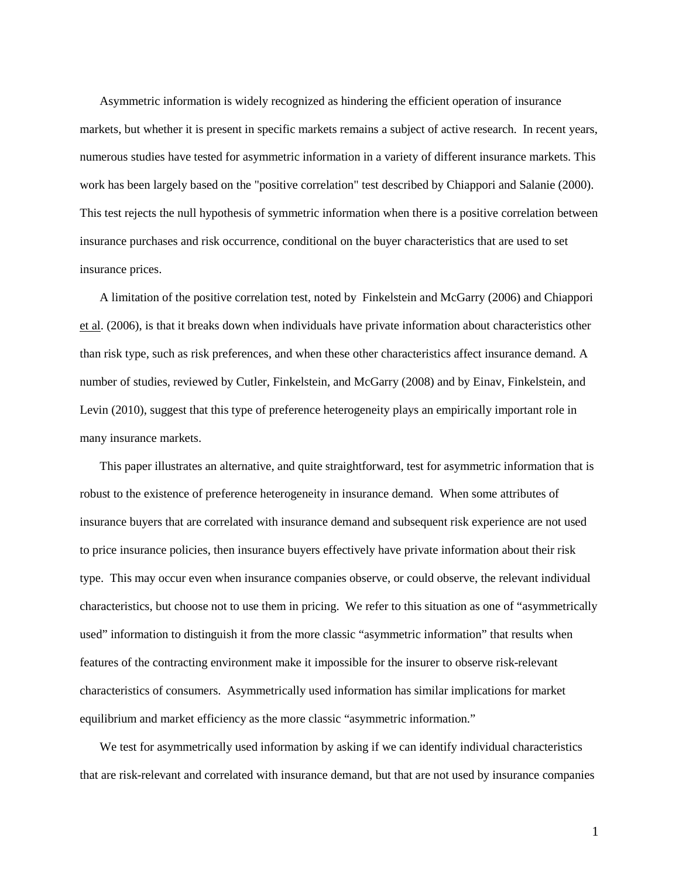Asymmetric information is widely recognized as hindering the efficient operation of insurance markets, but whether it is present in specific markets remains a subject of active research. In recent years, numerous studies have tested for asymmetric information in a variety of different insurance markets. This work has been largely based on the "positive correlation" test described by Chiappori and Salanie (2000). This test rejects the null hypothesis of symmetric information when there is a positive correlation between insurance purchases and risk occurrence, conditional on the buyer characteristics that are used to set insurance prices.

A limitation of the positive correlation test, noted by Finkelstein and McGarry (2006) and Chiappori et al. (2006), is that it breaks down when individuals have private information about characteristics other than risk type, such as risk preferences, and when these other characteristics affect insurance demand. A number of studies, reviewed by Cutler, Finkelstein, and McGarry (2008) and by Einav, Finkelstein, and Levin (2010), suggest that this type of preference heterogeneity plays an empirically important role in many insurance markets.

This paper illustrates an alternative, and quite straightforward, test for asymmetric information that is robust to the existence of preference heterogeneity in insurance demand. When some attributes of insurance buyers that are correlated with insurance demand and subsequent risk experience are not used to price insurance policies, then insurance buyers effectively have private information about their risk type. This may occur even when insurance companies observe, or could observe, the relevant individual characteristics, but choose not to use them in pricing. We refer to this situation as one of "asymmetrically used" information to distinguish it from the more classic "asymmetric information" that results when features of the contracting environment make it impossible for the insurer to observe risk-relevant characteristics of consumers. Asymmetrically used information has similar implications for market equilibrium and market efficiency as the more classic "asymmetric information."

We test for asymmetrically used information by asking if we can identify individual characteristics that are risk-relevant and correlated with insurance demand, but that are not used by insurance companies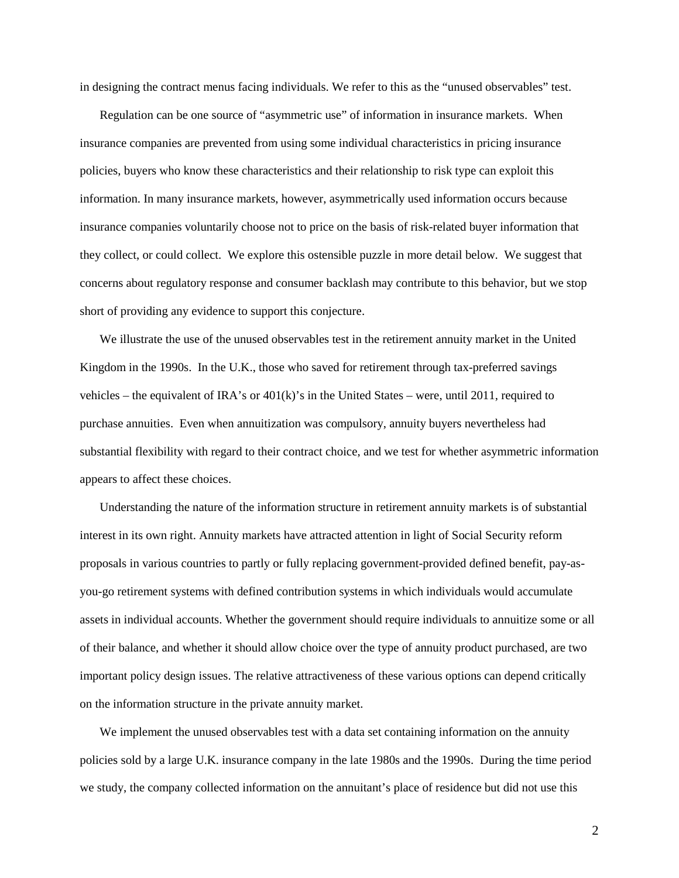in designing the contract menus facing individuals. We refer to this as the "unused observables" test.

Regulation can be one source of "asymmetric use" of information in insurance markets. When insurance companies are prevented from using some individual characteristics in pricing insurance policies, buyers who know these characteristics and their relationship to risk type can exploit this information. In many insurance markets, however, asymmetrically used information occurs because insurance companies voluntarily choose not to price on the basis of risk-related buyer information that they collect, or could collect. We explore this ostensible puzzle in more detail below. We suggest that concerns about regulatory response and consumer backlash may contribute to this behavior, but we stop short of providing any evidence to support this conjecture.

We illustrate the use of the unused observables test in the retirement annuity market in the United Kingdom in the 1990s. In the U.K., those who saved for retirement through tax-preferred savings vehicles – the equivalent of IRA's or 401(k)'s in the United States – were, until 2011, required to purchase annuities. Even when annuitization was compulsory, annuity buyers nevertheless had substantial flexibility with regard to their contract choice, and we test for whether asymmetric information appears to affect these choices.

Understanding the nature of the information structure in retirement annuity markets is of substantial interest in its own right. Annuity markets have attracted attention in light of Social Security reform proposals in various countries to partly or fully replacing government-provided defined benefit, pay-as-you-go retirement systems with defined contribution systems in which individuals would accumulate assets in individual accounts. Whether the government should require individuals to annuitize some or all of their balance, and whether it should allow choice over the type of annuity product purchased, are two important policy design issues. The relative attractiveness of these various options can depend critically on the information structure in the private annuity market.

We implement the unused observables test with a data set containing information on the annuity policies sold by a large U.K. insurance company in the late 1980s and the 1990s. During the time period we study, the company collected information on the annuitant's place of residence but did not use this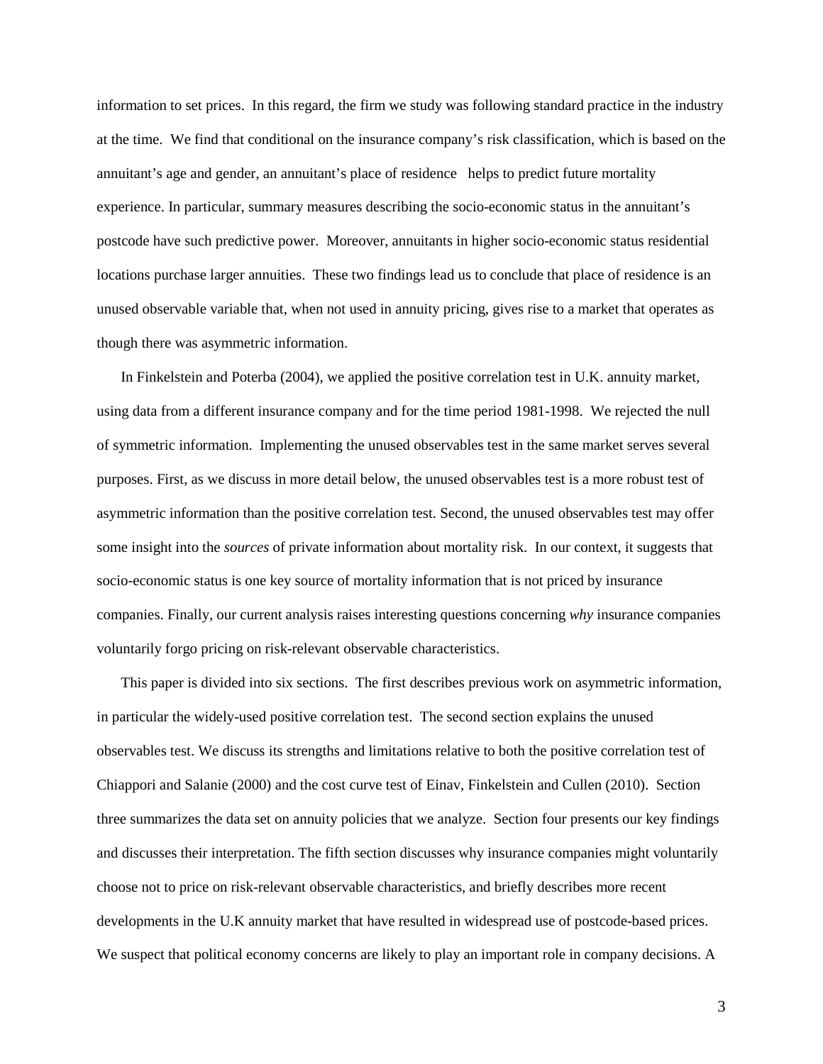information to set prices. In this regard, the firm we study was following standard practice in the industry at the time. We find that conditional on the insurance company's risk classification, which is based on the annuitant's age and gender, an annuitant's place of residence helps to predict future mortality experience. In particular, summary measures describing the socio-economic status in the annuitant's postcode have such predictive power. Moreover, annuitants in higher socio-economic status residential locations purchase larger annuities. These two findings lead us to conclude that place of residence is an unused observable variable that, when not used in annuity pricing, gives rise to a market that operates as though there was asymmetric information.

In Finkelstein and Poterba (2004), we applied the positive correlation test in U.K. annuity market, using data from a different insurance company and for the time period 1981-1998. We rejected the null of symmetric information. Implementing the unused observables test in the same market serves several purposes. First, as we discuss in more detail below, the unused observables test is a more robust test of asymmetric information than the positive correlation test. Second, the unused observables test may offer some insight into the *sources* of private information about mortality risk. In our context, it suggests that socio-economic status is one key source of mortality information that is not priced by insurance companies. Finally, our current analysis raises interesting questions concerning *why* insurance companies voluntarily forgo pricing on risk-relevant observable characteristics.

This paper is divided into six sections. The first describes previous work on asymmetric information, in particular the widely-used positive correlation test. The second section explains the unused observables test. We discuss its strengths and limitations relative to both the positive correlation test of Chiappori and Salanie (2000) and the cost curve test of Einav, Finkelstein and Cullen (2010). Section three summarizes the data set on annuity policies that we analyze. Section four presents our key findings and discusses their interpretation. The fifth section discusses why insurance companies might voluntarily choose not to price on risk-relevant observable characteristics, and briefly describes more recent developments in the U.K annuity market that have resulted in widespread use of postcode-based prices. We suspect that political economy concerns are likely to play an important role in company decisions. A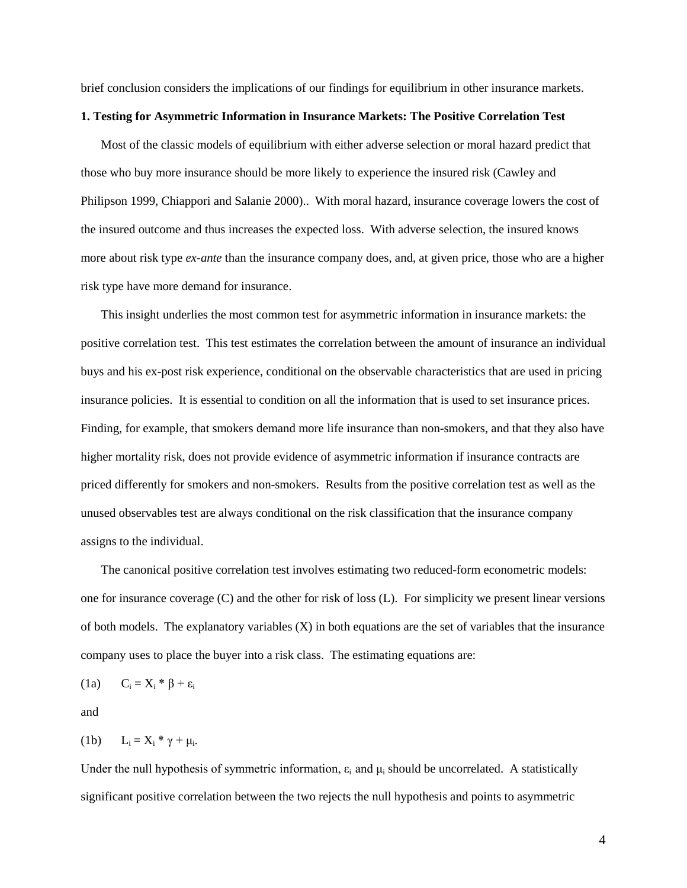brief conclusion considers the implications of our findings for equilibrium in other insurance markets.

## 1. Testing for Asymmetric Information in Insurance Markets: The Positive Correlation Test

Most of the classic models of equilibrium with either adverse selection or moral hazard predict that those who buy more insurance should be more likely to experience the insured risk (Cawley and Philipson 1999, Chiappori and Salanie 2000).. With moral hazard, insurance coverage lowers the cost of the insured outcome and thus increases the expected loss. With adverse selection, the insured knows more about risk type *ex-ante* than the insurance company does, and, at given price, those who are a higher risk type have more demand for insurance.

This insight underlies the most common test for asymmetric information in insurance markets: the positive correlation test. This test estimates the correlation between the amount of insurance an individual buys and his ex-post risk experience, conditional on the observable characteristics that are used in pricing insurance policies. It is essential to condition on all the information that is used to set insurance prices. Finding, for example, that smokers demand more life insurance than non-smokers, and that they also have higher mortality risk, does not provide evidence of asymmetric information if insurance contracts are priced differently for smokers and non-smokers. Results from the positive correlation test as well as the unused observables test are always conditional on the risk classification that the insurance company assigns to the individual.

The canonical positive correlation test involves estimating two reduced-form econometric models: one for insurance coverage (C) and the other for risk of loss (L). For simplicity we present linear versions of both models. The explanatory variables (X) in both equations are the set of variables that the insurance company uses to place the buyer into a risk class. The estimating equations are:

$$\text{(1a)} \qquad C_i = X_i * \beta + \varepsilon_i$$

and

$$\text{(1b)} \qquad L_i = X_i * \gamma + \mu_i.$$

Under the null hypothesis of symmetric information, $\varepsilon_i$ and $\mu_i$ should be uncorrelated. A statistically significant positive correlation between the two rejects the null hypothesis and points to asymmetric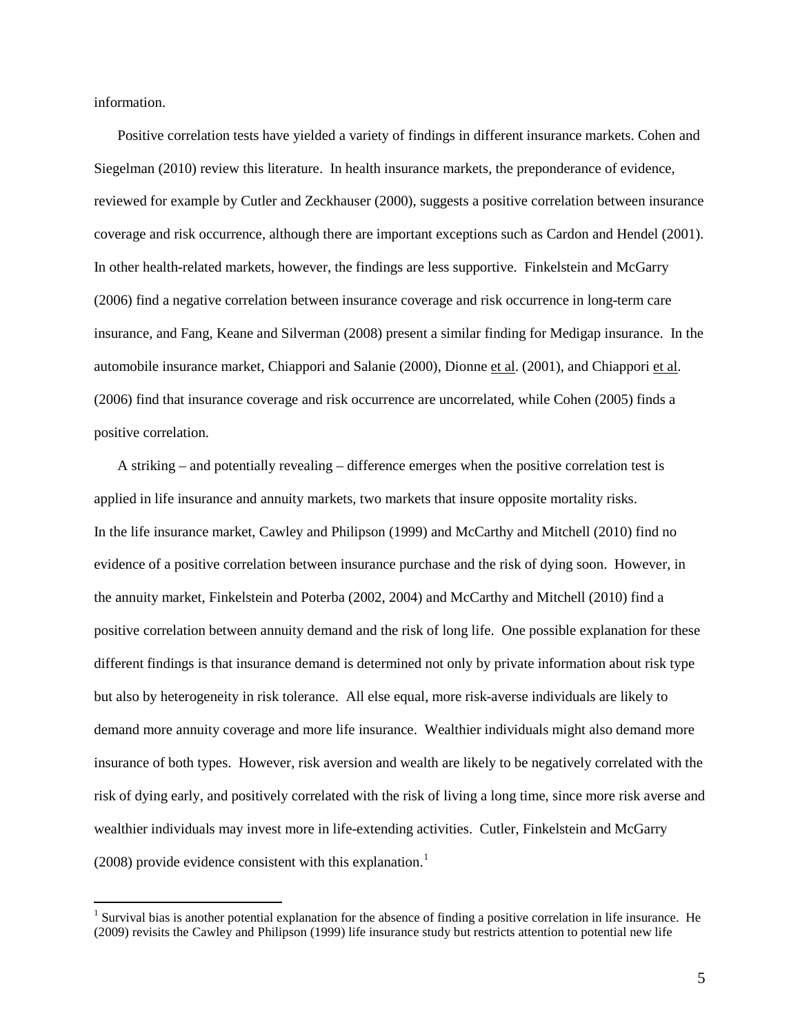information.

Positive correlation tests have yielded a variety of findings in different insurance markets. Cohen and Siegelman (2010) review this literature. In health insurance markets, the preponderance of evidence, reviewed for example by Cutler and Zeckhauser (2000), suggests a positive correlation between insurance coverage and risk occurrence, although there are important exceptions such as Cardon and Hendel (2001). In other health-related markets, however, the findings are less supportive. Finkelstein and McGarry (2006) find a negative correlation between insurance coverage and risk occurrence in long-term care insurance, and Fang, Keane and Silverman (2008) present a similar finding for Medigap insurance. In the automobile insurance market, Chiappori and Salanie (2000), Dionne et al. (2001), and Chiappori et al. (2006) find that insurance coverage and risk occurrence are uncorrelated, while Cohen (2005) finds a positive correlation.

A striking – and potentially revealing – difference emerges when the positive correlation test is applied in life insurance and annuity markets, two markets that insure opposite mortality risks. In the life insurance market, Cawley and Philipson (1999) and McCarthy and Mitchell (2010) find no evidence of a positive correlation between insurance purchase and the risk of dying soon. However, in the annuity market, Finkelstein and Poterba (2002, 2004) and McCarthy and Mitchell (2010) find a positive correlation between annuity demand and the risk of long life. One possible explanation for these different findings is that insurance demand is determined not only by private information about risk type but also by heterogeneity in risk tolerance. All else equal, more risk-averse individuals are likely to demand more annuity coverage and more life insurance. Wealthier individuals might also demand more insurance of both types. However, risk aversion and wealth are likely to be negatively correlated with the risk of dying early, and positively correlated with the risk of living a long time, since more risk averse and wealthier individuals may invest more in life-extending activities. Cutler, Finkelstein and McGarry (2008) provide evidence consistent with this explanation.[1]

[1] Survival bias is another potential explanation for the absence of finding a positive correlation in life insurance. He (2009) revisits the Cawley and Philipson (1999) life insurance study but restricts attention to potential new life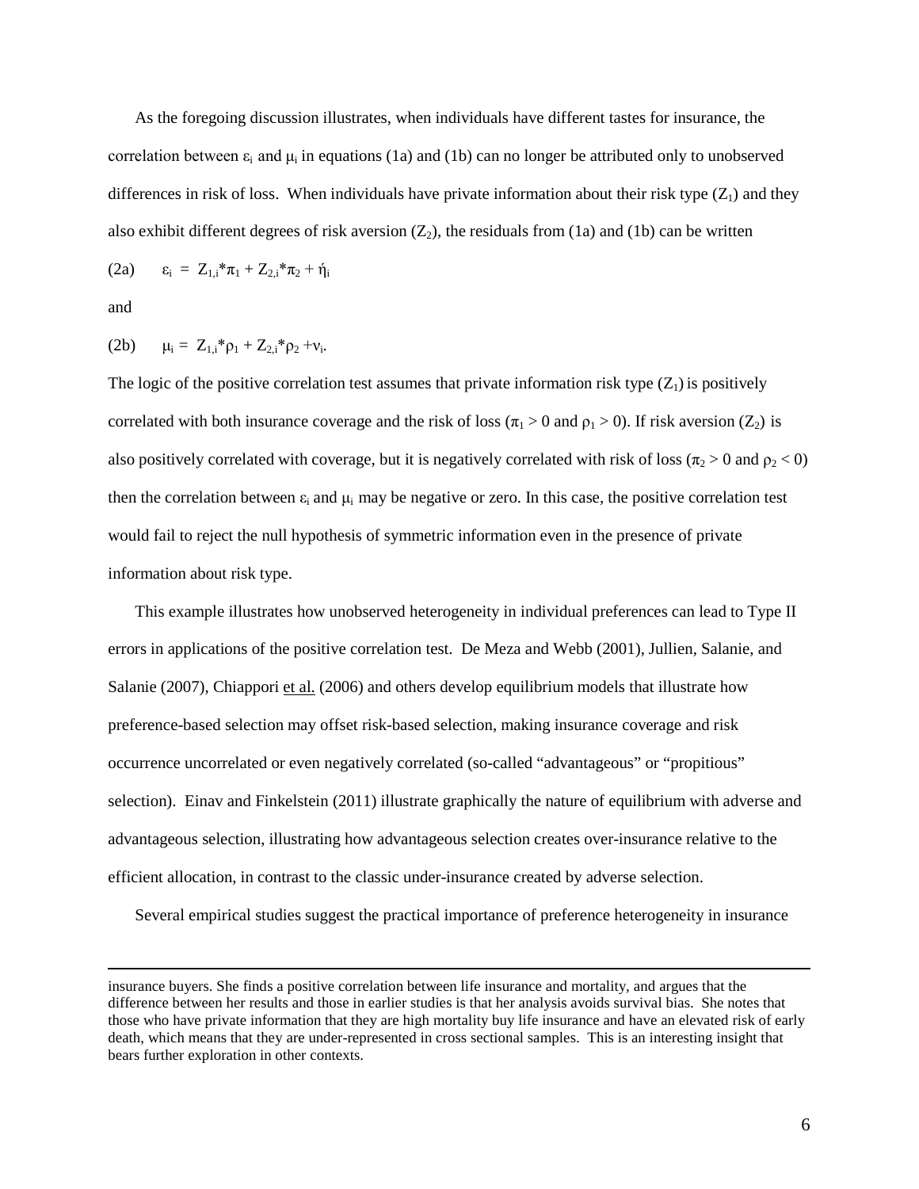As the foregoing discussion illustrates, when individuals have different tastes for insurance, the correlation between $\varepsilon_i$ and $\mu_i$ in equations (1a) and (1b) can no longer be attributed only to unobserved differences in risk of loss. When individuals have private information about their risk type ($Z_1$) and they also exhibit different degrees of risk aversion ($Z_2$), the residuals from (1a) and (1b) can be written

$$\text{(2a)} \qquad \varepsilon_i = Z_{1,i}*\pi_1 + Z_{2,i}*\pi_2 + \acute{\eta}_i$$

and

$$\text{(2b)} \qquad \mu_i = Z_{1,i}*\rho_1 + Z_{2,i}*\rho_2 + \nu_i.$$

The logic of the positive correlation test assumes that private information risk type ($Z_1$) is positively correlated with both insurance coverage and the risk of loss ($\pi_1 > 0$ and $\rho_1 > 0$). If risk aversion ($Z_2$) is also positively correlated with coverage, but it is negatively correlated with risk of loss ($\pi_2 > 0$ and $\rho_2 < 0$) then the correlation between $\varepsilon_i$ and $\mu_i$ may be negative or zero. In this case, the positive correlation test would fail to reject the null hypothesis of symmetric information even in the presence of private information about risk type.

This example illustrates how unobserved heterogeneity in individual preferences can lead to Type II errors in applications of the positive correlation test. De Meza and Webb (2001), Jullien, Salanie, and Salanie (2007), Chiappori et al. (2006) and others develop equilibrium models that illustrate how preference-based selection may offset risk-based selection, making insurance coverage and risk occurrence uncorrelated or even negatively correlated (so-called "advantageous" or "propitious" selection). Einav and Finkelstein (2011) illustrate graphically the nature of equilibrium with adverse and advantageous selection, illustrating how advantageous selection creates over-insurance relative to the efficient allocation, in contrast to the classic under-insurance created by adverse selection.

Several empirical studies suggest the practical importance of preference heterogeneity in insurance

---

insurance buyers. She finds a positive correlation between life insurance and mortality, and argues that the difference between her results and those in earlier studies is that her analysis avoids survival bias. She notes that those who have private information that they are high mortality buy life insurance and have an elevated risk of early death, which means that they are under-represented in cross sectional samples. This is an interesting insight that bears further exploration in other contexts.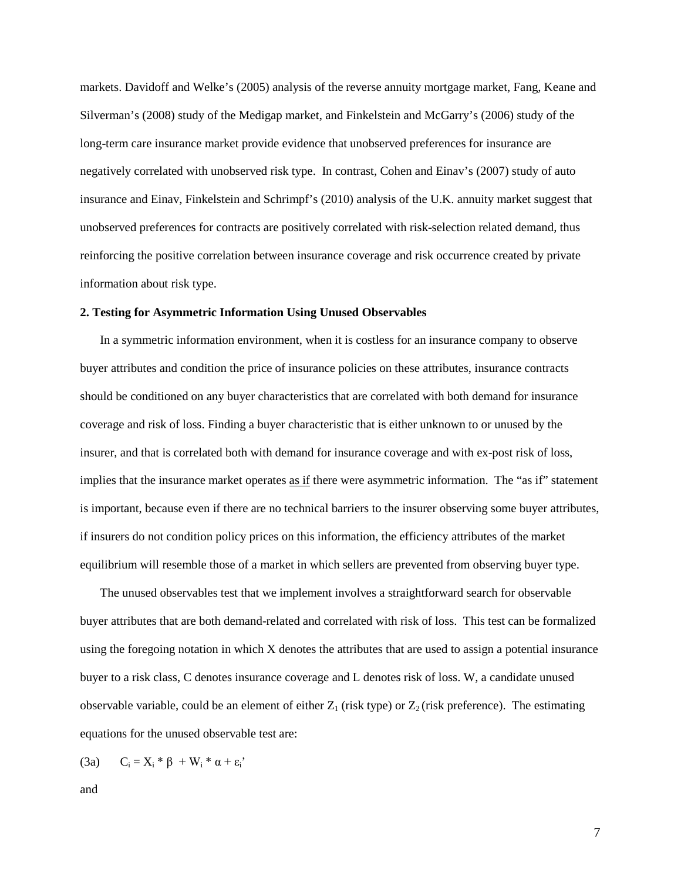markets. Davidoff and Welke's (2005) analysis of the reverse annuity mortgage market, Fang, Keane and Silverman's (2008) study of the Medigap market, and Finkelstein and McGarry's (2006) study of the long-term care insurance market provide evidence that unobserved preferences for insurance are negatively correlated with unobserved risk type. In contrast, Cohen and Einav's (2007) study of auto insurance and Einav, Finkelstein and Schrimpf's (2010) analysis of the U.K. annuity market suggest that unobserved preferences for contracts are positively correlated with risk-selection related demand, thus reinforcing the positive correlation between insurance coverage and risk occurrence created by private information about risk type.

**2. Testing for Asymmetric Information Using Unused Observables**

In a symmetric information environment, when it is costless for an insurance company to observe buyer attributes and condition the price of insurance policies on these attributes, insurance contracts should be conditioned on any buyer characteristics that are correlated with both demand for insurance coverage and risk of loss. Finding a buyer characteristic that is either unknown to or unused by the insurer, and that is correlated both with demand for insurance coverage and with ex-post risk of loss, implies that the insurance market operates as if there were asymmetric information. The "as if" statement is important, because even if there are no technical barriers to the insurer observing some buyer attributes, if insurers do not condition policy prices on this information, the efficiency attributes of the market equilibrium will resemble those of a market in which sellers are prevented from observing buyer type.

The unused observables test that we implement involves a straightforward search for observable buyer attributes that are both demand-related and correlated with risk of loss. This test can be formalized using the foregoing notation in which X denotes the attributes that are used to assign a potential insurance buyer to a risk class, C denotes insurance coverage and L denotes risk of loss. W, a candidate unused observable variable, could be an element of either $Z_1$ (risk type) or $Z_2$ (risk preference). The estimating equations for the unused observable test are:

(3a) $C_i = X_i * \beta + W_i * \alpha + \varepsilon_i'$

and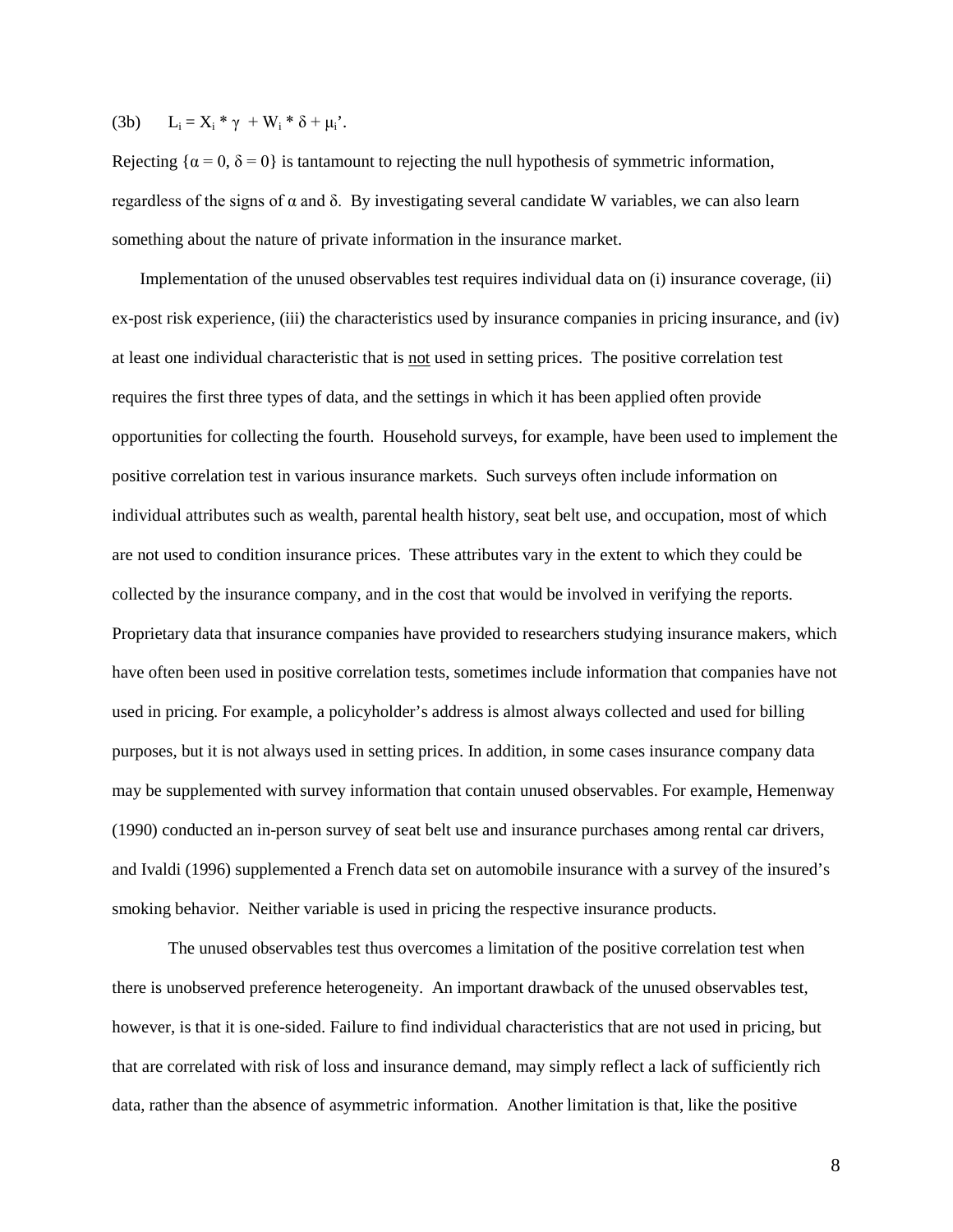$$\text{(3b)} \qquad L_i = X_i * \gamma + W_i * \delta + \mu_i'.$$

Rejecting $\{\alpha = 0, \delta = 0\}$ is tantamount to rejecting the null hypothesis of symmetric information, regardless of the signs of $\alpha$ and $\delta$. By investigating several candidate W variables, we can also learn something about the nature of private information in the insurance market.

Implementation of the unused observables test requires individual data on (i) insurance coverage, (ii) ex-post risk experience, (iii) the characteristics used by insurance companies in pricing insurance, and (iv) at least one individual characteristic that is <u>not</u> used in setting prices. The positive correlation test requires the first three types of data, and the settings in which it has been applied often provide opportunities for collecting the fourth. Household surveys, for example, have been used to implement the positive correlation test in various insurance markets. Such surveys often include information on individual attributes such as wealth, parental health history, seat belt use, and occupation, most of which are not used to condition insurance prices. These attributes vary in the extent to which they could be collected by the insurance company, and in the cost that would be involved in verifying the reports. Proprietary data that insurance companies have provided to researchers studying insurance makers, which have often been used in positive correlation tests, sometimes include information that companies have not used in pricing. For example, a policyholder's address is almost always collected and used for billing purposes, but it is not always used in setting prices. In addition, in some cases insurance company data may be supplemented with survey information that contain unused observables. For example, Hemenway (1990) conducted an in-person survey of seat belt use and insurance purchases among rental car drivers, and Ivaldi (1996) supplemented a French data set on automobile insurance with a survey of the insured's smoking behavior. Neither variable is used in pricing the respective insurance products.

The unused observables test thus overcomes a limitation of the positive correlation test when there is unobserved preference heterogeneity. An important drawback of the unused observables test, however, is that it is one-sided. Failure to find individual characteristics that are not used in pricing, but that are correlated with risk of loss and insurance demand, may simply reflect a lack of sufficiently rich data, rather than the absence of asymmetric information. Another limitation is that, like the positive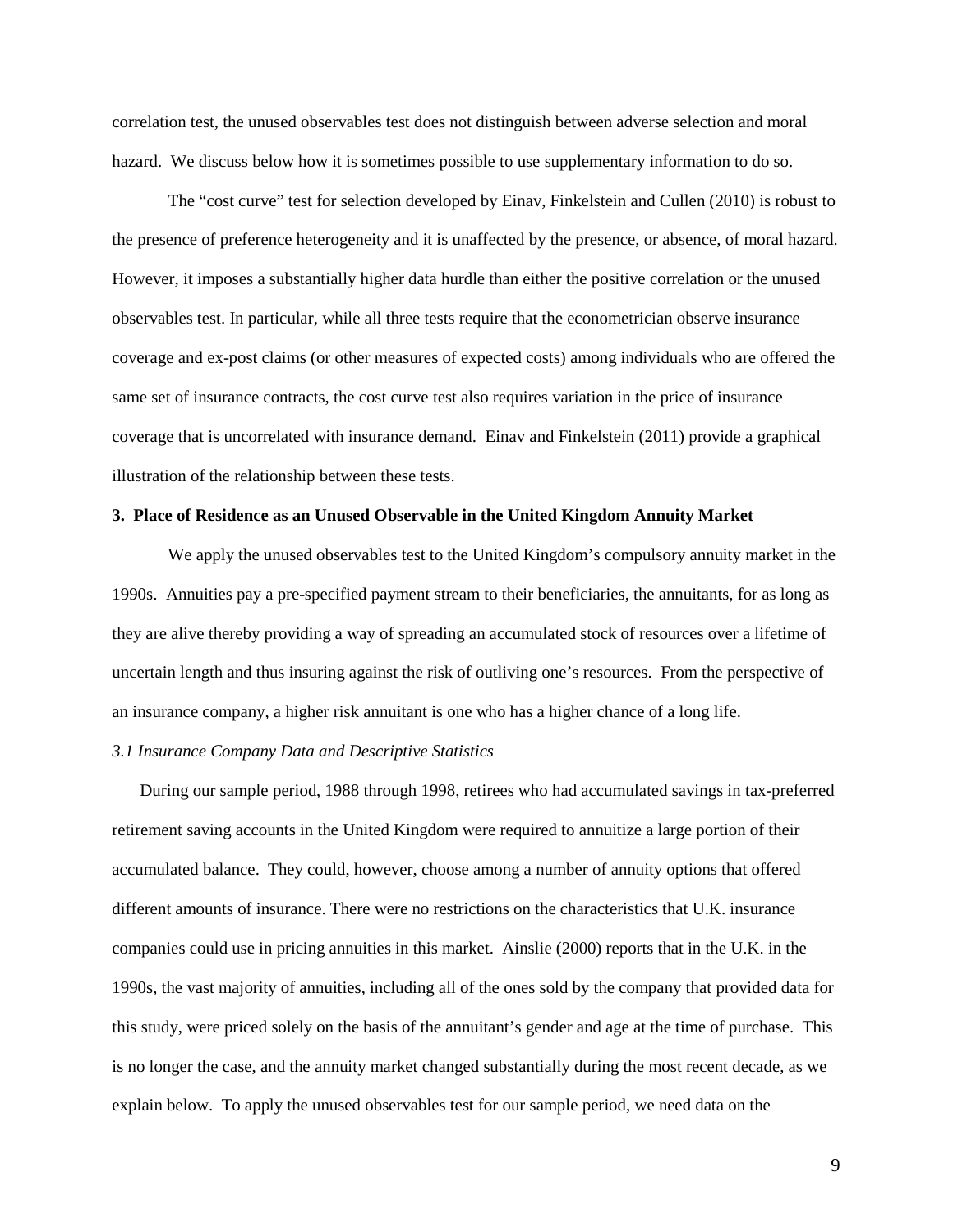correlation test, the unused observables test does not distinguish between adverse selection and moral hazard. We discuss below how it is sometimes possible to use supplementary information to do so.

The "cost curve" test for selection developed by Einav, Finkelstein and Cullen (2010) is robust to the presence of preference heterogeneity and it is unaffected by the presence, or absence, of moral hazard. However, it imposes a substantially higher data hurdle than either the positive correlation or the unused observables test. In particular, while all three tests require that the econometrician observe insurance coverage and ex-post claims (or other measures of expected costs) among individuals who are offered the same set of insurance contracts, the cost curve test also requires variation in the price of insurance coverage that is uncorrelated with insurance demand. Einav and Finkelstein (2011) provide a graphical illustration of the relationship between these tests.

## 3. Place of Residence as an Unused Observable in the United Kingdom Annuity Market

We apply the unused observables test to the United Kingdom's compulsory annuity market in the 1990s. Annuities pay a pre-specified payment stream to their beneficiaries, the annuitants, for as long as they are alive thereby providing a way of spreading an accumulated stock of resources over a lifetime of uncertain length and thus insuring against the risk of outliving one's resources. From the perspective of an insurance company, a higher risk annuitant is one who has a higher chance of a long life.

### *3.1 Insurance Company Data and Descriptive Statistics*

During our sample period, 1988 through 1998, retirees who had accumulated savings in tax-preferred retirement saving accounts in the United Kingdom were required to annuitize a large portion of their accumulated balance. They could, however, choose among a number of annuity options that offered different amounts of insurance. There were no restrictions on the characteristics that U.K. insurance companies could use in pricing annuities in this market. Ainslie (2000) reports that in the U.K. in the 1990s, the vast majority of annuities, including all of the ones sold by the company that provided data for this study, were priced solely on the basis of the annuitant's gender and age at the time of purchase. This is no longer the case, and the annuity market changed substantially during the most recent decade, as we explain below. To apply the unused observables test for our sample period, we need data on the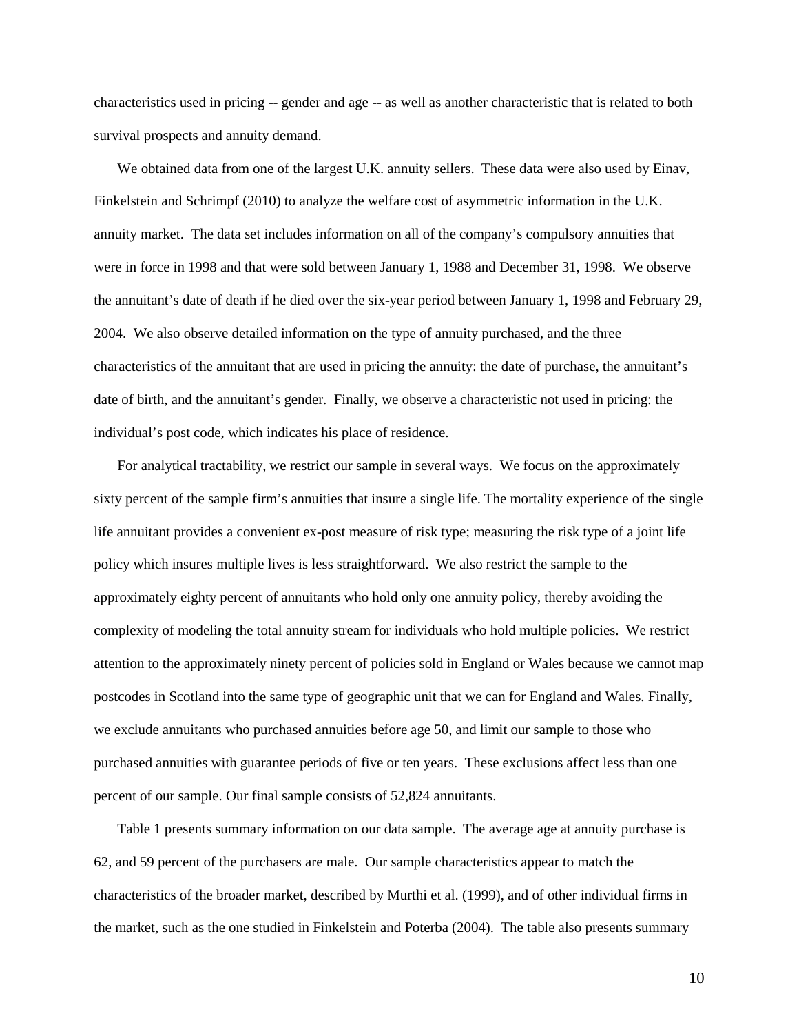characteristics used in pricing -- gender and age -- as well as another characteristic that is related to both survival prospects and annuity demand.

We obtained data from one of the largest U.K. annuity sellers. These data were also used by Einav, Finkelstein and Schrimpf (2010) to analyze the welfare cost of asymmetric information in the U.K. annuity market. The data set includes information on all of the company's compulsory annuities that were in force in 1998 and that were sold between January 1, 1988 and December 31, 1998. We observe the annuitant's date of death if he died over the six-year period between January 1, 1998 and February 29, 2004. We also observe detailed information on the type of annuity purchased, and the three characteristics of the annuitant that are used in pricing the annuity: the date of purchase, the annuitant's date of birth, and the annuitant's gender. Finally, we observe a characteristic not used in pricing: the individual's post code, which indicates his place of residence.

For analytical tractability, we restrict our sample in several ways. We focus on the approximately sixty percent of the sample firm's annuities that insure a single life. The mortality experience of the single life annuitant provides a convenient ex-post measure of risk type; measuring the risk type of a joint life policy which insures multiple lives is less straightforward. We also restrict the sample to the approximately eighty percent of annuitants who hold only one annuity policy, thereby avoiding the complexity of modeling the total annuity stream for individuals who hold multiple policies. We restrict attention to the approximately ninety percent of policies sold in England or Wales because we cannot map postcodes in Scotland into the same type of geographic unit that we can for England and Wales. Finally, we exclude annuitants who purchased annuities before age 50, and limit our sample to those who purchased annuities with guarantee periods of five or ten years. These exclusions affect less than one percent of our sample. Our final sample consists of 52,824 annuitants.

Table 1 presents summary information on our data sample. The average age at annuity purchase is 62, and 59 percent of the purchasers are male. Our sample characteristics appear to match the characteristics of the broader market, described by Murthi et al. (1999), and of other individual firms in the market, such as the one studied in Finkelstein and Poterba (2004). The table also presents summary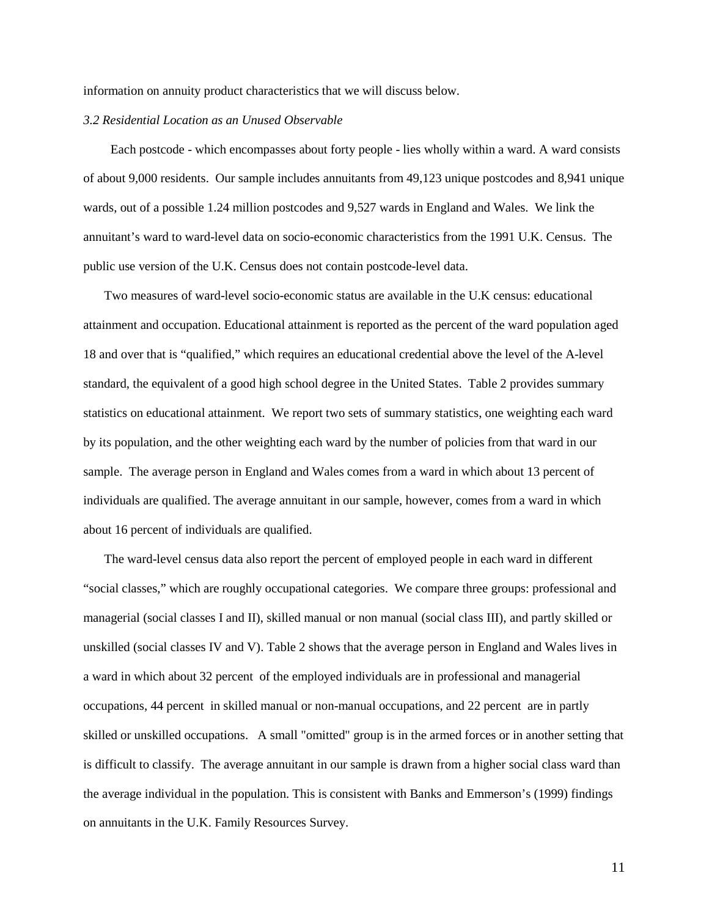information on annuity product characteristics that we will discuss below.

*3.2 Residential Location as an Unused Observable*

Each postcode - which encompasses about forty people - lies wholly within a ward. A ward consists of about 9,000 residents. Our sample includes annuitants from 49,123 unique postcodes and 8,941 unique wards, out of a possible 1.24 million postcodes and 9,527 wards in England and Wales. We link the annuitant's ward to ward-level data on socio-economic characteristics from the 1991 U.K. Census. The public use version of the U.K. Census does not contain postcode-level data.

Two measures of ward-level socio-economic status are available in the U.K census: educational attainment and occupation. Educational attainment is reported as the percent of the ward population aged 18 and over that is "qualified," which requires an educational credential above the level of the A-level standard, the equivalent of a good high school degree in the United States. Table 2 provides summary statistics on educational attainment. We report two sets of summary statistics, one weighting each ward by its population, and the other weighting each ward by the number of policies from that ward in our sample. The average person in England and Wales comes from a ward in which about 13 percent of individuals are qualified. The average annuitant in our sample, however, comes from a ward in which about 16 percent of individuals are qualified.

The ward-level census data also report the percent of employed people in each ward in different "social classes," which are roughly occupational categories. We compare three groups: professional and managerial (social classes I and II), skilled manual or non manual (social class III), and partly skilled or unskilled (social classes IV and V). Table 2 shows that the average person in England and Wales lives in a ward in which about 32 percent of the employed individuals are in professional and managerial occupations, 44 percent in skilled manual or non-manual occupations, and 22 percent are in partly skilled or unskilled occupations. A small "omitted" group is in the armed forces or in another setting that is difficult to classify. The average annuitant in our sample is drawn from a higher social class ward than the average individual in the population. This is consistent with Banks and Emmerson's (1999) findings on annuitants in the U.K. Family Resources Survey.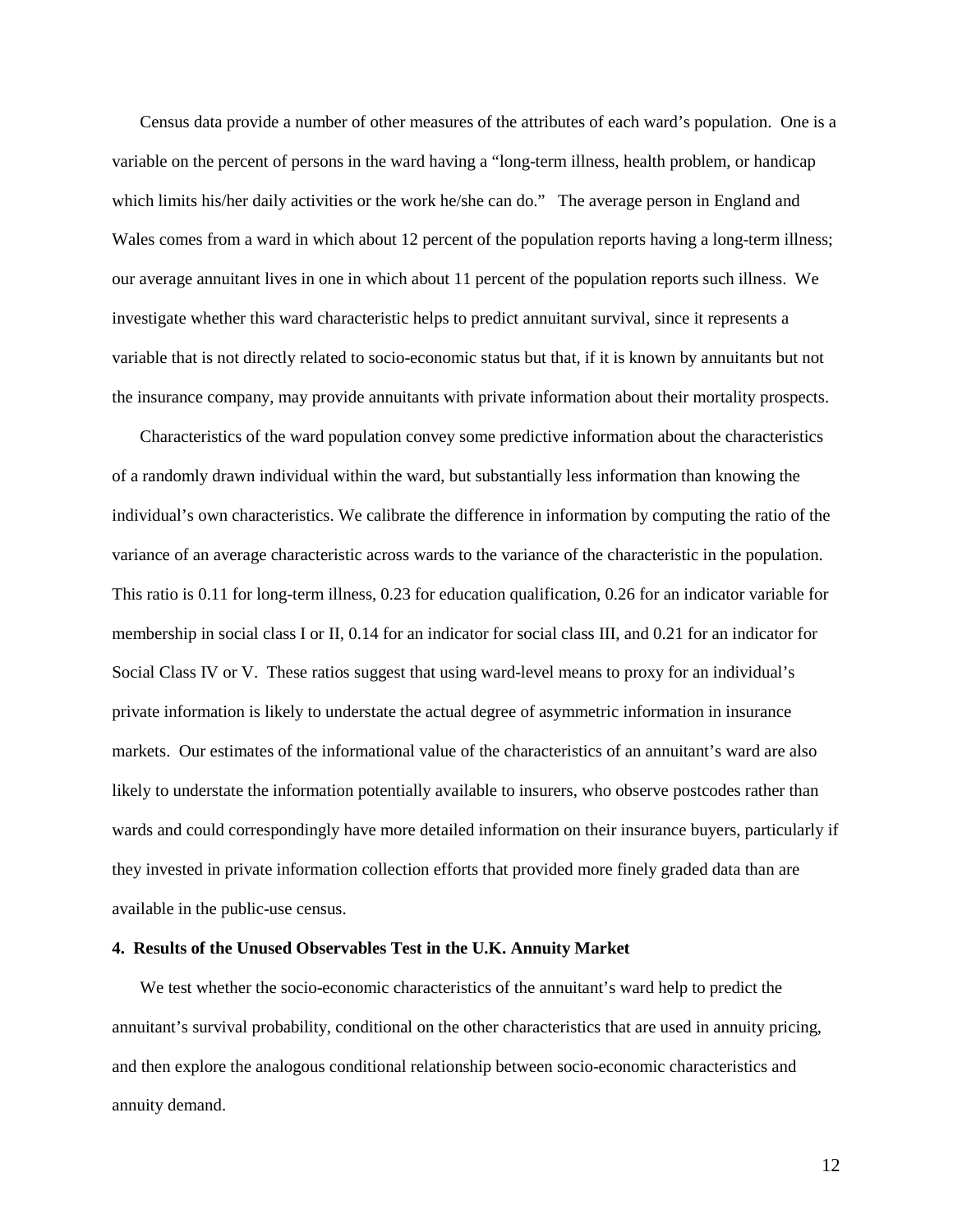Census data provide a number of other measures of the attributes of each ward's population. One is a variable on the percent of persons in the ward having a "long-term illness, health problem, or handicap which limits his/her daily activities or the work he/she can do." The average person in England and Wales comes from a ward in which about 12 percent of the population reports having a long-term illness; our average annuitant lives in one in which about 11 percent of the population reports such illness. We investigate whether this ward characteristic helps to predict annuitant survival, since it represents a variable that is not directly related to socio-economic status but that, if it is known by annuitants but not the insurance company, may provide annuitants with private information about their mortality prospects.

Characteristics of the ward population convey some predictive information about the characteristics of a randomly drawn individual within the ward, but substantially less information than knowing the individual's own characteristics. We calibrate the difference in information by computing the ratio of the variance of an average characteristic across wards to the variance of the characteristic in the population. This ratio is 0.11 for long-term illness, 0.23 for education qualification, 0.26 for an indicator variable for membership in social class I or II, 0.14 for an indicator for social class III, and 0.21 for an indicator for Social Class IV or V. These ratios suggest that using ward-level means to proxy for an individual's private information is likely to understate the actual degree of asymmetric information in insurance markets. Our estimates of the informational value of the characteristics of an annuitant's ward are also likely to understate the information potentially available to insurers, who observe postcodes rather than wards and could correspondingly have more detailed information on their insurance buyers, particularly if they invested in private information collection efforts that provided more finely graded data than are available in the public-use census.

#### 4. Results of the Unused Observables Test in the U.K. Annuity Market

We test whether the socio-economic characteristics of the annuitant's ward help to predict the annuitant's survival probability, conditional on the other characteristics that are used in annuity pricing, and then explore the analogous conditional relationship between socio-economic characteristics and annuity demand.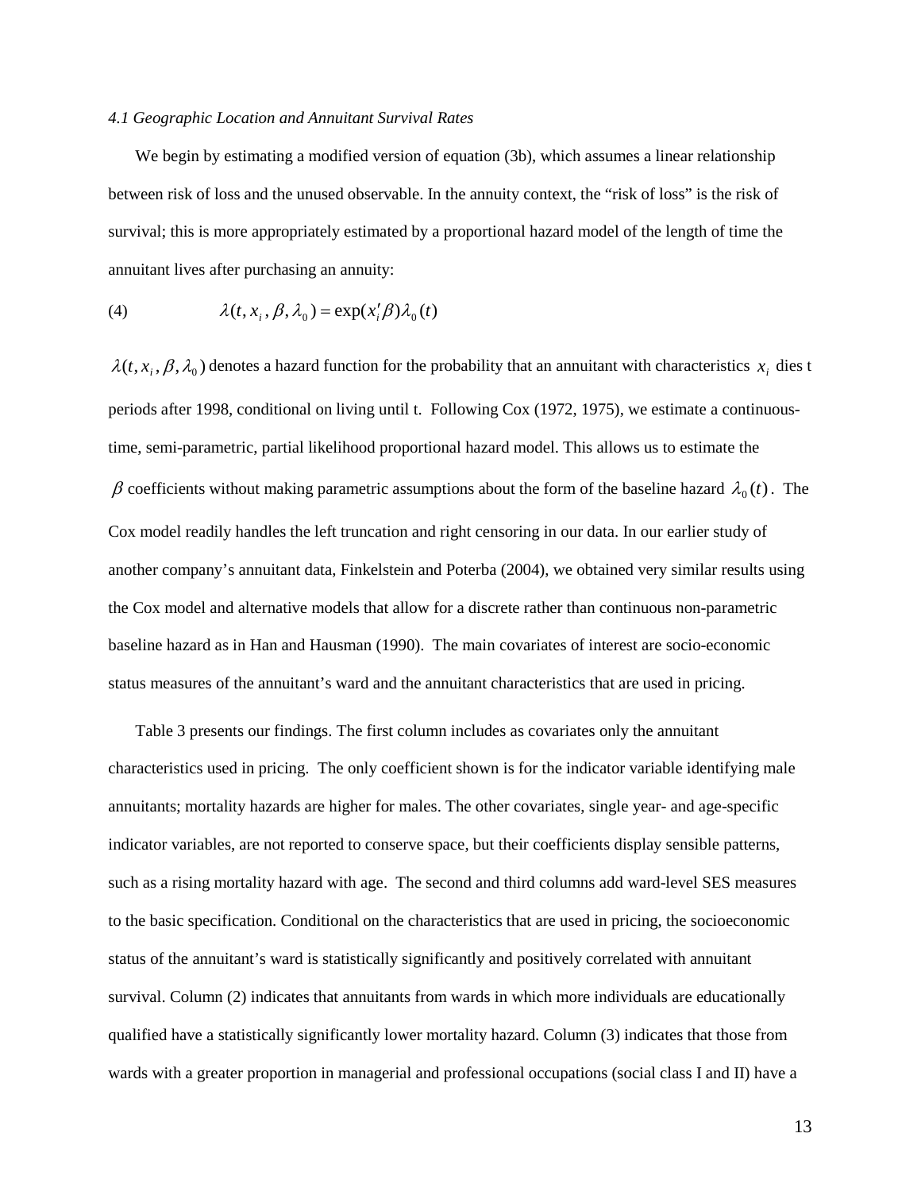*4.1 Geographic Location and Annuitant Survival Rates*

We begin by estimating a modified version of equation (3b), which assumes a linear relationship between risk of loss and the unused observable. In the annuity context, the "risk of loss" is the risk of survival; this is more appropriately estimated by a proportional hazard model of the length of time the annuitant lives after purchasing an annuity:

$$\lambda(t, x_i, \beta, \lambda_0) = \exp(x_i'\beta)\lambda_0(t) \tag{4}$$

$\lambda(t, x_i, \beta, \lambda_0)$ denotes a hazard function for the probability that an annuitant with characteristics $x_i$ dies t periods after 1998, conditional on living until t. Following Cox (1972, 1975), we estimate a continuous-time, semi-parametric, partial likelihood proportional hazard model. This allows us to estimate the $\beta$ coefficients without making parametric assumptions about the form of the baseline hazard $\lambda_0(t)$. The Cox model readily handles the left truncation and right censoring in our data. In our earlier study of another company's annuitant data, Finkelstein and Poterba (2004), we obtained very similar results using the Cox model and alternative models that allow for a discrete rather than continuous non-parametric baseline hazard as in Han and Hausman (1990). The main covariates of interest are socio-economic status measures of the annuitant's ward and the annuitant characteristics that are used in pricing.

Table 3 presents our findings. The first column includes as covariates only the annuitant characteristics used in pricing. The only coefficient shown is for the indicator variable identifying male annuitants; mortality hazards are higher for males. The other covariates, single year- and age-specific indicator variables, are not reported to conserve space, but their coefficients display sensible patterns, such as a rising mortality hazard with age. The second and third columns add ward-level SES measures to the basic specification. Conditional on the characteristics that are used in pricing, the socioeconomic status of the annuitant's ward is statistically significantly and positively correlated with annuitant survival. Column (2) indicates that annuitants from wards in which more individuals are educationally qualified have a statistically significantly lower mortality hazard. Column (3) indicates that those from wards with a greater proportion in managerial and professional occupations (social class I and II) have a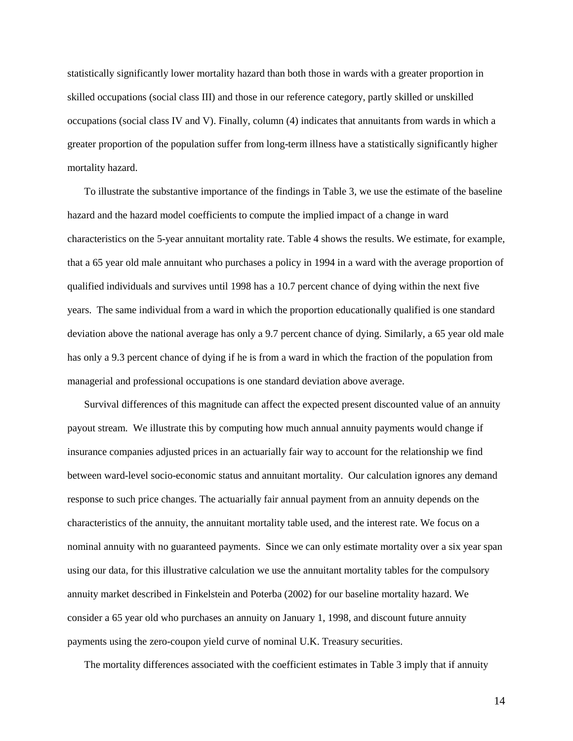statistically significantly lower mortality hazard than both those in wards with a greater proportion in skilled occupations (social class III) and those in our reference category, partly skilled or unskilled occupations (social class IV and V). Finally, column (4) indicates that annuitants from wards in which a greater proportion of the population suffer from long-term illness have a statistically significantly higher mortality hazard.

To illustrate the substantive importance of the findings in Table 3, we use the estimate of the baseline hazard and the hazard model coefficients to compute the implied impact of a change in ward characteristics on the 5-year annuitant mortality rate. Table 4 shows the results. We estimate, for example, that a 65 year old male annuitant who purchases a policy in 1994 in a ward with the average proportion of qualified individuals and survives until 1998 has a 10.7 percent chance of dying within the next five years. The same individual from a ward in which the proportion educationally qualified is one standard deviation above the national average has only a 9.7 percent chance of dying. Similarly, a 65 year old male has only a 9.3 percent chance of dying if he is from a ward in which the fraction of the population from managerial and professional occupations is one standard deviation above average.

Survival differences of this magnitude can affect the expected present discounted value of an annuity payout stream. We illustrate this by computing how much annual annuity payments would change if insurance companies adjusted prices in an actuarially fair way to account for the relationship we find between ward-level socio-economic status and annuitant mortality. Our calculation ignores any demand response to such price changes. The actuarially fair annual payment from an annuity depends on the characteristics of the annuity, the annuitant mortality table used, and the interest rate. We focus on a nominal annuity with no guaranteed payments. Since we can only estimate mortality over a six year span using our data, for this illustrative calculation we use the annuitant mortality tables for the compulsory annuity market described in Finkelstein and Poterba (2002) for our baseline mortality hazard. We consider a 65 year old who purchases an annuity on January 1, 1998, and discount future annuity payments using the zero-coupon yield curve of nominal U.K. Treasury securities.

The mortality differences associated with the coefficient estimates in Table 3 imply that if annuity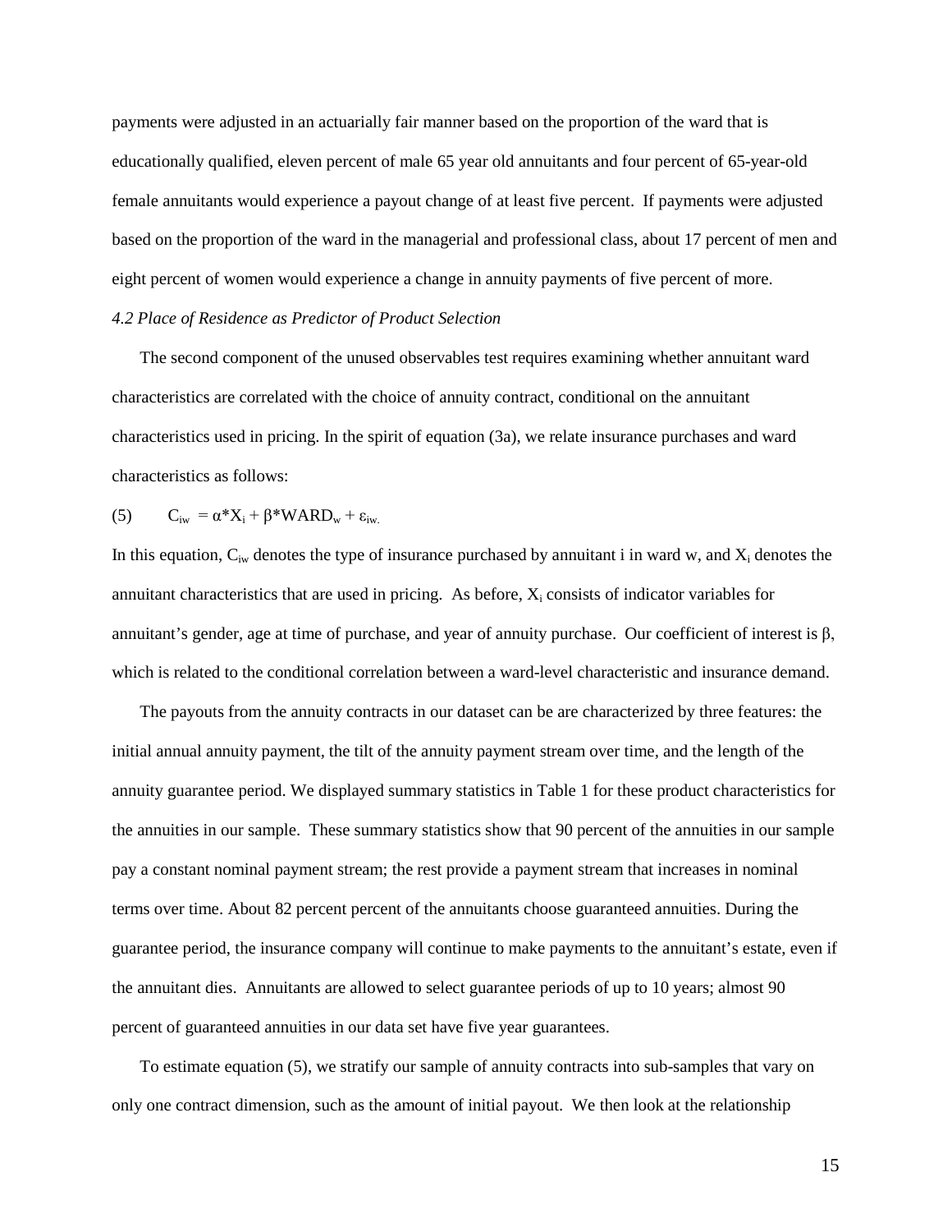payments were adjusted in an actuarially fair manner based on the proportion of the ward that is educationally qualified, eleven percent of male 65 year old annuitants and four percent of 65-year-old female annuitants would experience a payout change of at least five percent. If payments were adjusted based on the proportion of the ward in the managerial and professional class, about 17 percent of men and eight percent of women would experience a change in annuity payments of five percent of more.

### *4.2 Place of Residence as Predictor of Product Selection*

The second component of the unused observables test requires examining whether annuitant ward characteristics are correlated with the choice of annuity contract, conditional on the annuitant characteristics used in pricing. In the spirit of equation (3a), we relate insurance purchases and ward characteristics as follows:

$$(5) \qquad C_{iw} = \alpha^*X_i + \beta^*WARD_w + \varepsilon_{iw.}$$

In this equation, $C_{iw}$ denotes the type of insurance purchased by annuitant i in ward w, and $X_i$ denotes the annuitant characteristics that are used in pricing. As before, $X_i$ consists of indicator variables for annuitant's gender, age at time of purchase, and year of annuity purchase. Our coefficient of interest is $\beta$, which is related to the conditional correlation between a ward-level characteristic and insurance demand.

The payouts from the annuity contracts in our dataset can be are characterized by three features: the initial annual annuity payment, the tilt of the annuity payment stream over time, and the length of the annuity guarantee period. We displayed summary statistics in Table 1 for these product characteristics for the annuities in our sample. These summary statistics show that 90 percent of the annuities in our sample pay a constant nominal payment stream; the rest provide a payment stream that increases in nominal terms over time. About 82 percent percent of the annuitants choose guaranteed annuities. During the guarantee period, the insurance company will continue to make payments to the annuitant's estate, even if the annuitant dies. Annuitants are allowed to select guarantee periods of up to 10 years; almost 90 percent of guaranteed annuities in our data set have five year guarantees.

To estimate equation (5), we stratify our sample of annuity contracts into sub-samples that vary on only one contract dimension, such as the amount of initial payout. We then look at the relationship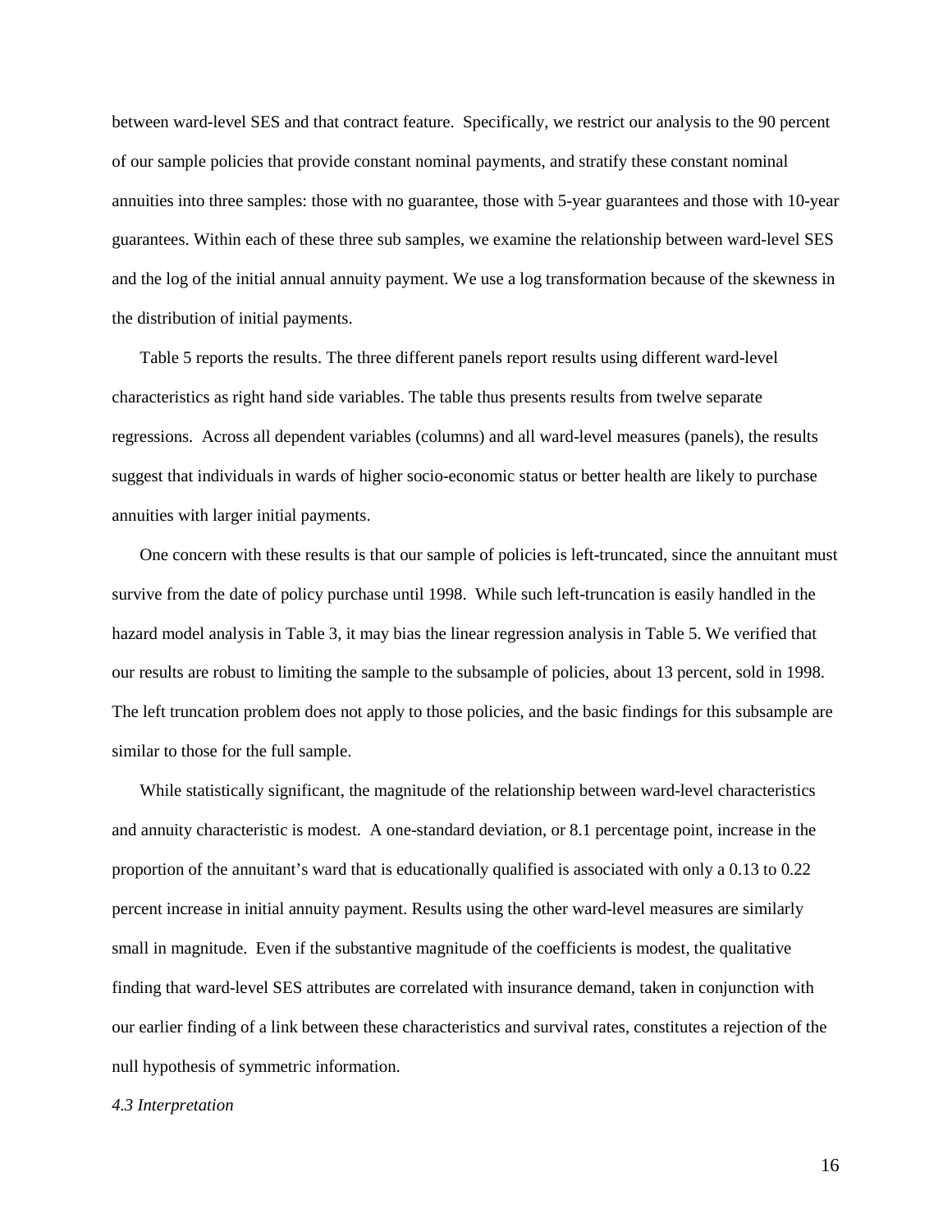between ward-level SES and that contract feature. Specifically, we restrict our analysis to the 90 percent of our sample policies that provide constant nominal payments, and stratify these constant nominal annuities into three samples: those with no guarantee, those with 5-year guarantees and those with 10-year guarantees. Within each of these three sub samples, we examine the relationship between ward-level SES and the log of the initial annual annuity payment. We use a log transformation because of the skewness in the distribution of initial payments.

Table 5 reports the results. The three different panels report results using different ward-level characteristics as right hand side variables. The table thus presents results from twelve separate regressions. Across all dependent variables (columns) and all ward-level measures (panels), the results suggest that individuals in wards of higher socio-economic status or better health are likely to purchase annuities with larger initial payments.

One concern with these results is that our sample of policies is left-truncated, since the annuitant must survive from the date of policy purchase until 1998. While such left-truncation is easily handled in the hazard model analysis in Table 3, it may bias the linear regression analysis in Table 5. We verified that our results are robust to limiting the sample to the subsample of policies, about 13 percent, sold in 1998. The left truncation problem does not apply to those policies, and the basic findings for this subsample are similar to those for the full sample.

While statistically significant, the magnitude of the relationship between ward-level characteristics and annuity characteristic is modest. A one-standard deviation, or 8.1 percentage point, increase in the proportion of the annuitant's ward that is educationally qualified is associated with only a 0.13 to 0.22 percent increase in initial annuity payment. Results using the other ward-level measures are similarly small in magnitude. Even if the substantive magnitude of the coefficients is modest, the qualitative finding that ward-level SES attributes are correlated with insurance demand, taken in conjunction with our earlier finding of a link between these characteristics and survival rates, constitutes a rejection of the null hypothesis of symmetric information.

*4.3 Interpretation*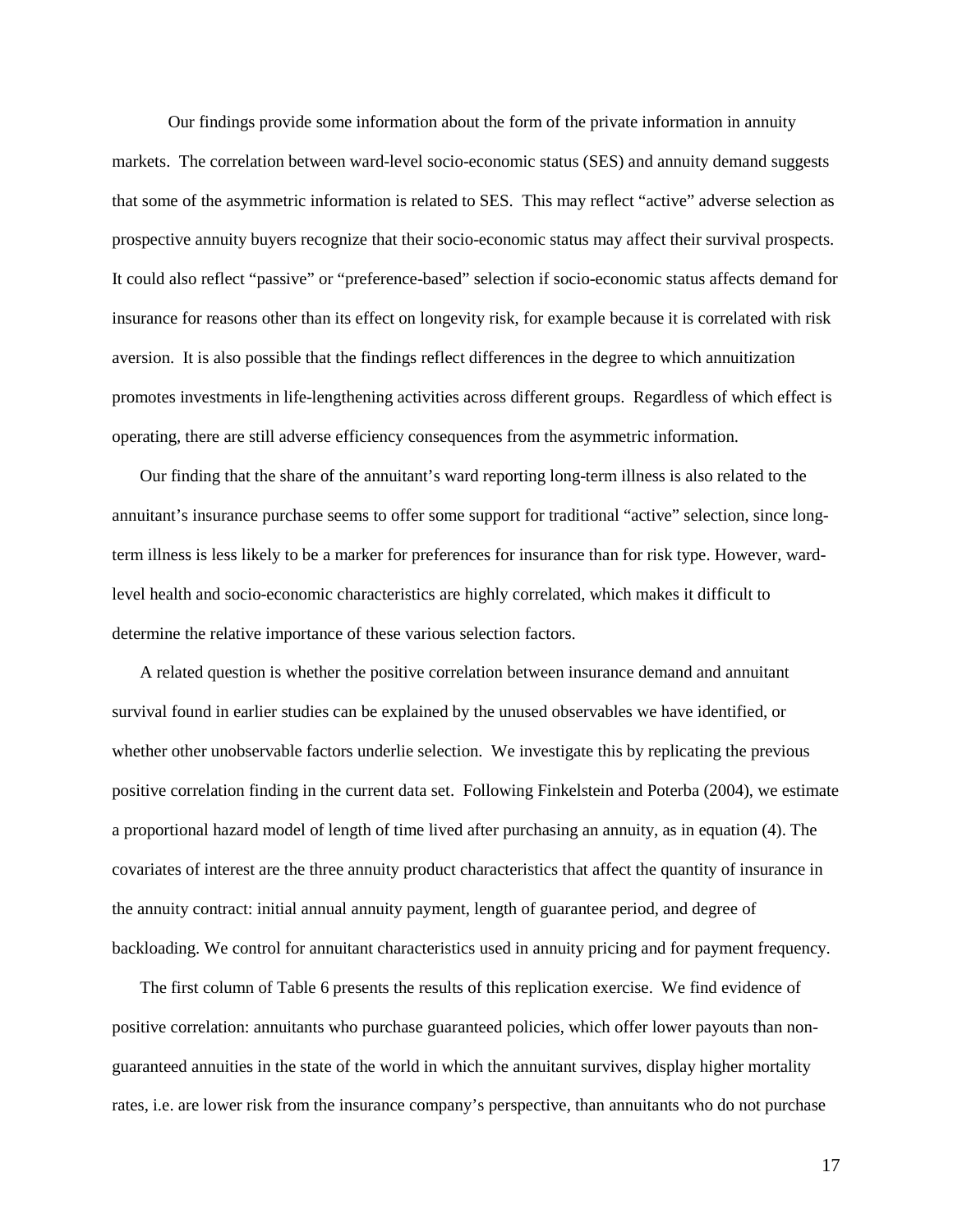Our findings provide some information about the form of the private information in annuity markets. The correlation between ward-level socio-economic status (SES) and annuity demand suggests that some of the asymmetric information is related to SES. This may reflect "active" adverse selection as prospective annuity buyers recognize that their socio-economic status may affect their survival prospects. It could also reflect "passive" or "preference-based" selection if socio-economic status affects demand for insurance for reasons other than its effect on longevity risk, for example because it is correlated with risk aversion. It is also possible that the findings reflect differences in the degree to which annuitization promotes investments in life-lengthening activities across different groups. Regardless of which effect is operating, there are still adverse efficiency consequences from the asymmetric information.

Our finding that the share of the annuitant's ward reporting long-term illness is also related to the annuitant's insurance purchase seems to offer some support for traditional "active" selection, since long-term illness is less likely to be a marker for preferences for insurance than for risk type. However, ward-level health and socio-economic characteristics are highly correlated, which makes it difficult to determine the relative importance of these various selection factors.

A related question is whether the positive correlation between insurance demand and annuitant survival found in earlier studies can be explained by the unused observables we have identified, or whether other unobservable factors underlie selection. We investigate this by replicating the previous positive correlation finding in the current data set. Following Finkelstein and Poterba (2004), we estimate a proportional hazard model of length of time lived after purchasing an annuity, as in equation (4). The covariates of interest are the three annuity product characteristics that affect the quantity of insurance in the annuity contract: initial annual annuity payment, length of guarantee period, and degree of backloading. We control for annuitant characteristics used in annuity pricing and for payment frequency.

The first column of Table 6 presents the results of this replication exercise. We find evidence of positive correlation: annuitants who purchase guaranteed policies, which offer lower payouts than non-guaranteed annuities in the state of the world in which the annuitant survives, display higher mortality rates, i.e. are lower risk from the insurance company's perspective, than annuitants who do not purchase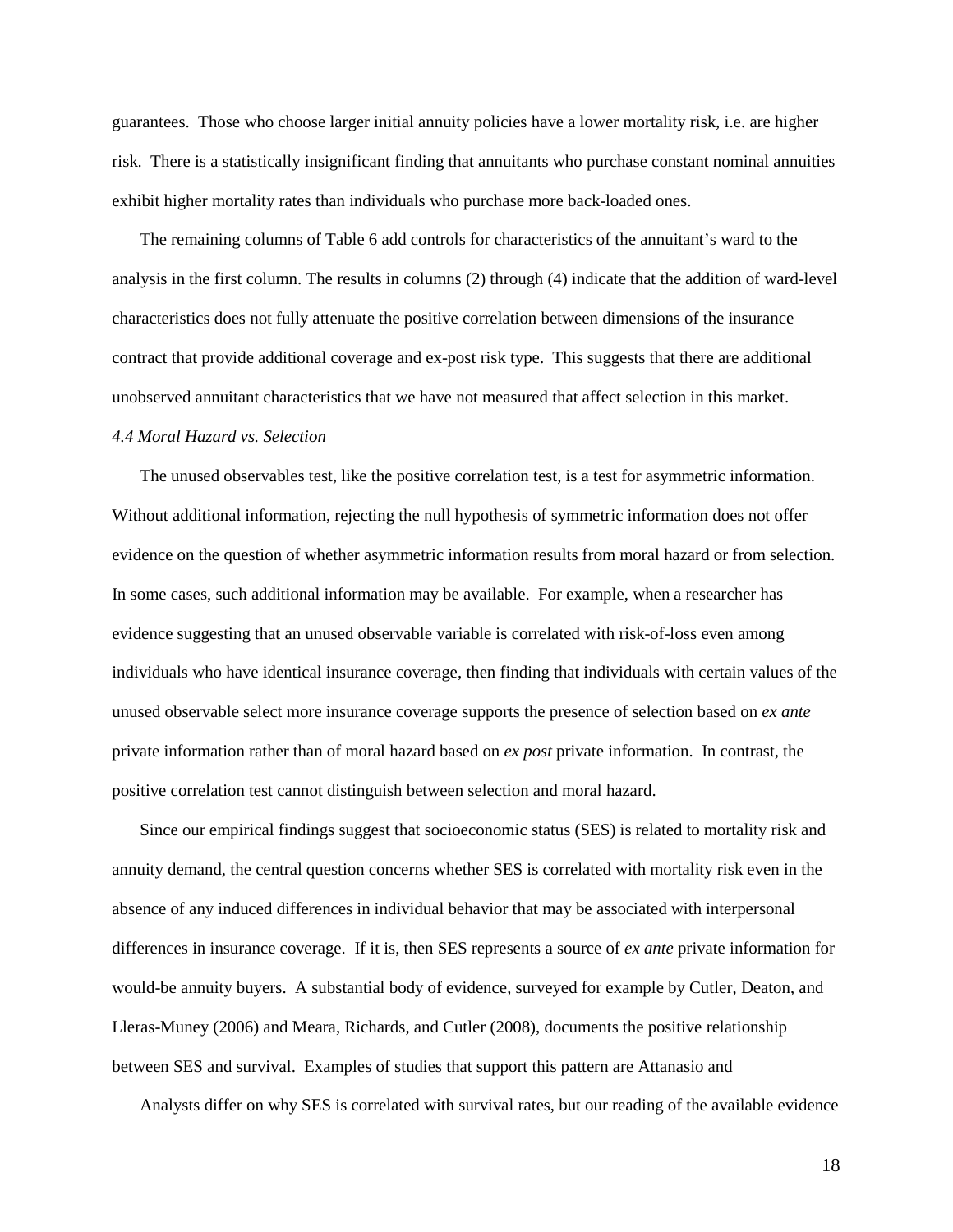guarantees. Those who choose larger initial annuity policies have a lower mortality risk, i.e. are higher risk. There is a statistically insignificant finding that annuitants who purchase constant nominal annuities exhibit higher mortality rates than individuals who purchase more back-loaded ones.

The remaining columns of Table 6 add controls for characteristics of the annuitant's ward to the analysis in the first column. The results in columns (2) through (4) indicate that the addition of ward-level characteristics does not fully attenuate the positive correlation between dimensions of the insurance contract that provide additional coverage and ex-post risk type. This suggests that there are additional unobserved annuitant characteristics that we have not measured that affect selection in this market.

*4.4 Moral Hazard vs. Selection*

The unused observables test, like the positive correlation test, is a test for asymmetric information. Without additional information, rejecting the null hypothesis of symmetric information does not offer evidence on the question of whether asymmetric information results from moral hazard or from selection. In some cases, such additional information may be available. For example, when a researcher has evidence suggesting that an unused observable variable is correlated with risk-of-loss even among individuals who have identical insurance coverage, then finding that individuals with certain values of the unused observable select more insurance coverage supports the presence of selection based on *ex ante* private information rather than of moral hazard based on *ex post* private information. In contrast, the positive correlation test cannot distinguish between selection and moral hazard.

Since our empirical findings suggest that socioeconomic status (SES) is related to mortality risk and annuity demand, the central question concerns whether SES is correlated with mortality risk even in the absence of any induced differences in individual behavior that may be associated with interpersonal differences in insurance coverage. If it is, then SES represents a source of *ex ante* private information for would-be annuity buyers. A substantial body of evidence, surveyed for example by Cutler, Deaton, and Lleras-Muney (2006) and Meara, Richards, and Cutler (2008), documents the positive relationship between SES and survival. Examples of studies that support this pattern are Attanasio and

Analysts differ on why SES is correlated with survival rates, but our reading of the available evidence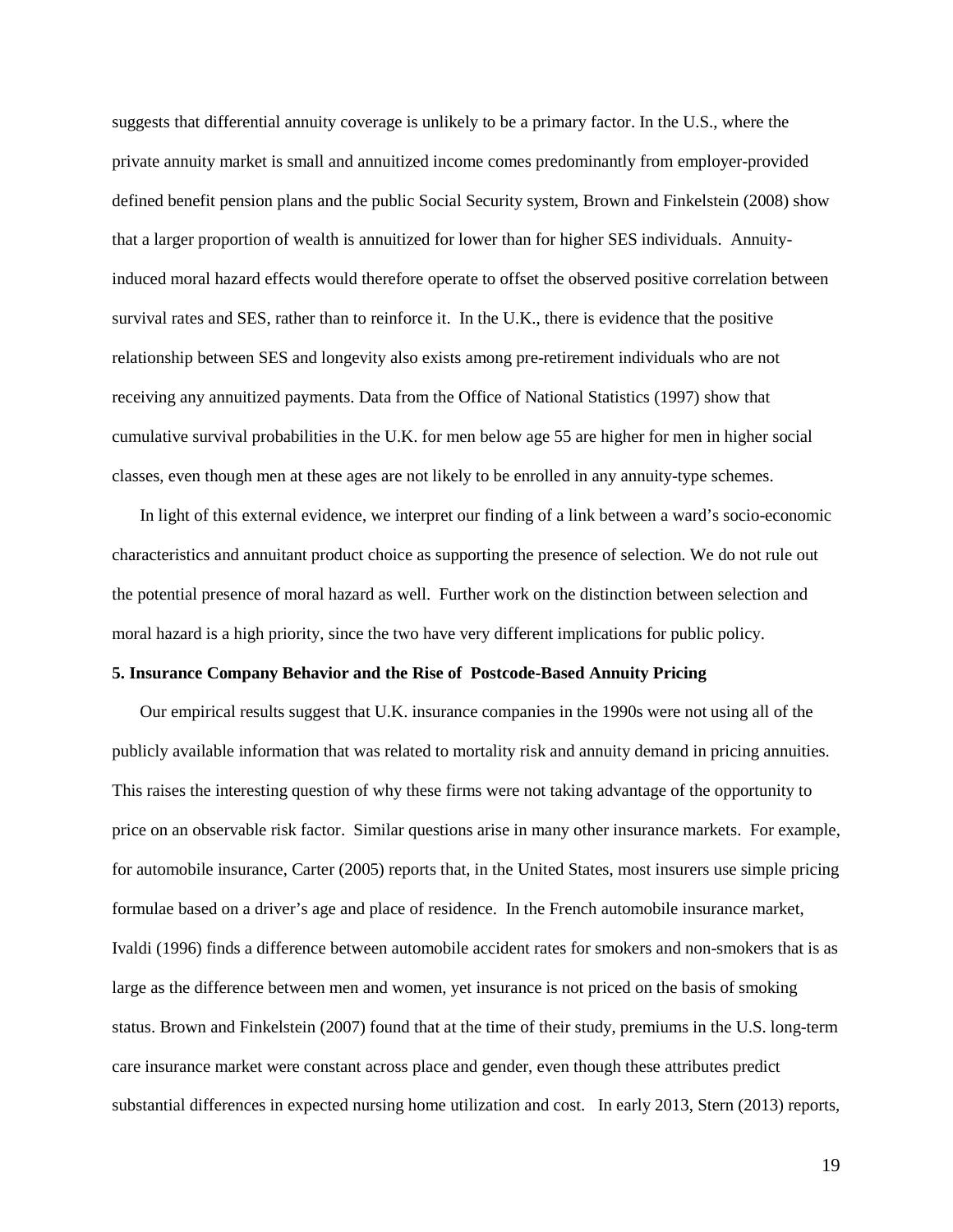suggests that differential annuity coverage is unlikely to be a primary factor. In the U.S., where the private annuity market is small and annuitized income comes predominantly from employer-provided defined benefit pension plans and the public Social Security system, Brown and Finkelstein (2008) show that a larger proportion of wealth is annuitized for lower than for higher SES individuals. Annuity-induced moral hazard effects would therefore operate to offset the observed positive correlation between survival rates and SES, rather than to reinforce it. In the U.K., there is evidence that the positive relationship between SES and longevity also exists among pre-retirement individuals who are not receiving any annuitized payments. Data from the Office of National Statistics (1997) show that cumulative survival probabilities in the U.K. for men below age 55 are higher for men in higher social classes, even though men at these ages are not likely to be enrolled in any annuity-type schemes.

In light of this external evidence, we interpret our finding of a link between a ward's socio-economic characteristics and annuitant product choice as supporting the presence of selection. We do not rule out the potential presence of moral hazard as well. Further work on the distinction between selection and moral hazard is a high priority, since the two have very different implications for public policy.

**5. Insurance Company Behavior and the Rise of Postcode-Based Annuity Pricing**

Our empirical results suggest that U.K. insurance companies in the 1990s were not using all of the publicly available information that was related to mortality risk and annuity demand in pricing annuities. This raises the interesting question of why these firms were not taking advantage of the opportunity to price on an observable risk factor. Similar questions arise in many other insurance markets. For example, for automobile insurance, Carter (2005) reports that, in the United States, most insurers use simple pricing formulae based on a driver's age and place of residence. In the French automobile insurance market, Ivaldi (1996) finds a difference between automobile accident rates for smokers and non-smokers that is as large as the difference between men and women, yet insurance is not priced on the basis of smoking status. Brown and Finkelstein (2007) found that at the time of their study, premiums in the U.S. long-term care insurance market were constant across place and gender, even though these attributes predict substantial differences in expected nursing home utilization and cost. In early 2013, Stern (2013) reports,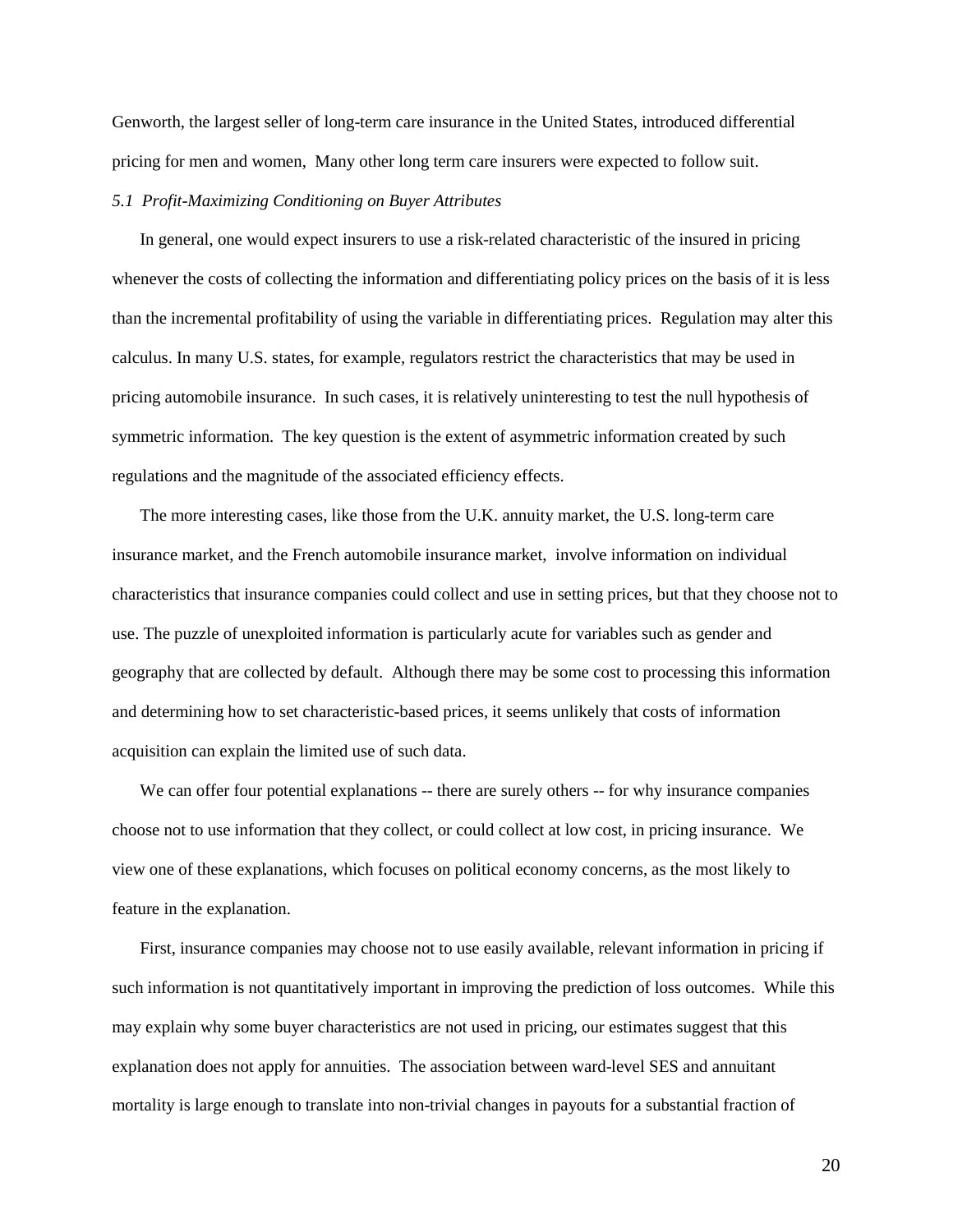Genworth, the largest seller of long-term care insurance in the United States, introduced differential pricing for men and women, Many other long term care insurers were expected to follow suit.

### *5.1 Profit-Maximizing Conditioning on Buyer Attributes*

In general, one would expect insurers to use a risk-related characteristic of the insured in pricing whenever the costs of collecting the information and differentiating policy prices on the basis of it is less than the incremental profitability of using the variable in differentiating prices. Regulation may alter this calculus. In many U.S. states, for example, regulators restrict the characteristics that may be used in pricing automobile insurance. In such cases, it is relatively uninteresting to test the null hypothesis of symmetric information. The key question is the extent of asymmetric information created by such regulations and the magnitude of the associated efficiency effects.

The more interesting cases, like those from the U.K. annuity market, the U.S. long-term care insurance market, and the French automobile insurance market, involve information on individual characteristics that insurance companies could collect and use in setting prices, but that they choose not to use. The puzzle of unexploited information is particularly acute for variables such as gender and geography that are collected by default. Although there may be some cost to processing this information and determining how to set characteristic-based prices, it seems unlikely that costs of information acquisition can explain the limited use of such data.

We can offer four potential explanations -- there are surely others -- for why insurance companies choose not to use information that they collect, or could collect at low cost, in pricing insurance. We view one of these explanations, which focuses on political economy concerns, as the most likely to feature in the explanation.

First, insurance companies may choose not to use easily available, relevant information in pricing if such information is not quantitatively important in improving the prediction of loss outcomes. While this may explain why some buyer characteristics are not used in pricing, our estimates suggest that this explanation does not apply for annuities. The association between ward-level SES and annuitant mortality is large enough to translate into non-trivial changes in payouts for a substantial fraction of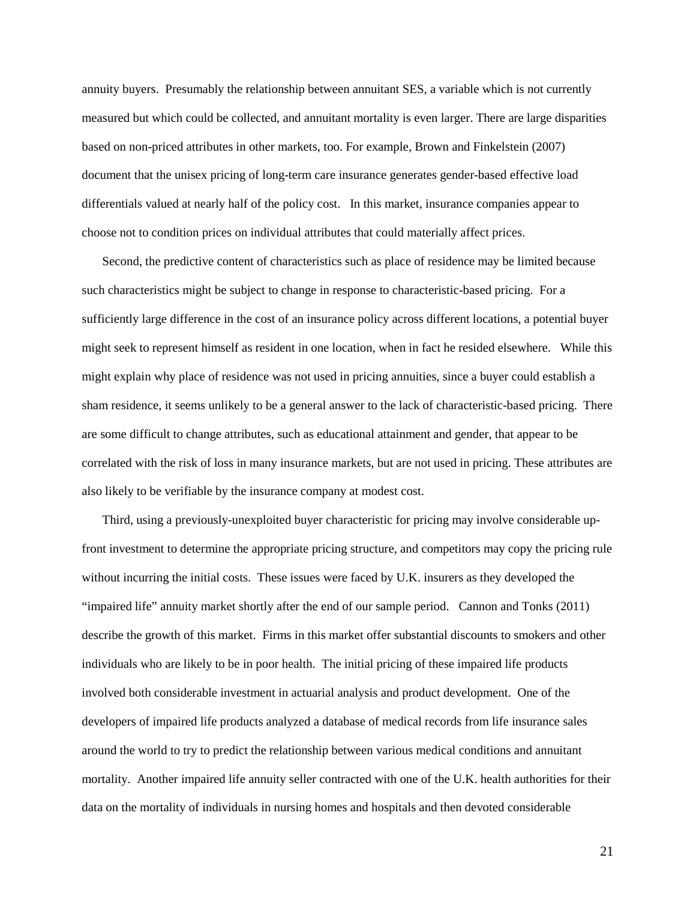annuity buyers. Presumably the relationship between annuitant SES, a variable which is not currently measured but which could be collected, and annuitant mortality is even larger. There are large disparities based on non-priced attributes in other markets, too. For example, Brown and Finkelstein (2007) document that the unisex pricing of long-term care insurance generates gender-based effective load differentials valued at nearly half of the policy cost. In this market, insurance companies appear to choose not to condition prices on individual attributes that could materially affect prices.

Second, the predictive content of characteristics such as place of residence may be limited because such characteristics might be subject to change in response to characteristic-based pricing. For a sufficiently large difference in the cost of an insurance policy across different locations, a potential buyer might seek to represent himself as resident in one location, when in fact he resided elsewhere. While this might explain why place of residence was not used in pricing annuities, since a buyer could establish a sham residence, it seems unlikely to be a general answer to the lack of characteristic-based pricing. There are some difficult to change attributes, such as educational attainment and gender, that appear to be correlated with the risk of loss in many insurance markets, but are not used in pricing. These attributes are also likely to be verifiable by the insurance company at modest cost.

Third, using a previously-unexploited buyer characteristic for pricing may involve considerable up-front investment to determine the appropriate pricing structure, and competitors may copy the pricing rule without incurring the initial costs. These issues were faced by U.K. insurers as they developed the "impaired life" annuity market shortly after the end of our sample period. Cannon and Tonks (2011) describe the growth of this market. Firms in this market offer substantial discounts to smokers and other individuals who are likely to be in poor health. The initial pricing of these impaired life products involved both considerable investment in actuarial analysis and product development. One of the developers of impaired life products analyzed a database of medical records from life insurance sales around the world to try to predict the relationship between various medical conditions and annuitant mortality. Another impaired life annuity seller contracted with one of the U.K. health authorities for their data on the mortality of individuals in nursing homes and hospitals and then devoted considerable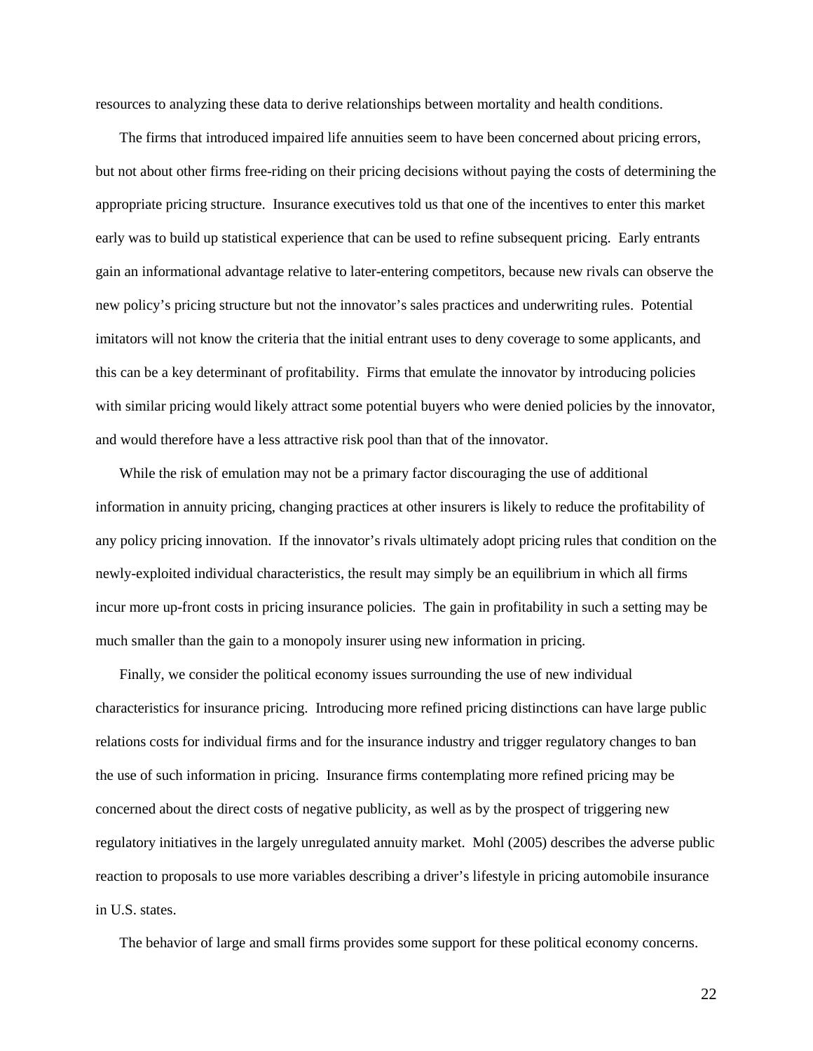resources to analyzing these data to derive relationships between mortality and health conditions.

The firms that introduced impaired life annuities seem to have been concerned about pricing errors, but not about other firms free-riding on their pricing decisions without paying the costs of determining the appropriate pricing structure. Insurance executives told us that one of the incentives to enter this market early was to build up statistical experience that can be used to refine subsequent pricing. Early entrants gain an informational advantage relative to later-entering competitors, because new rivals can observe the new policy's pricing structure but not the innovator's sales practices and underwriting rules. Potential imitators will not know the criteria that the initial entrant uses to deny coverage to some applicants, and this can be a key determinant of profitability. Firms that emulate the innovator by introducing policies with similar pricing would likely attract some potential buyers who were denied policies by the innovator, and would therefore have a less attractive risk pool than that of the innovator.

While the risk of emulation may not be a primary factor discouraging the use of additional information in annuity pricing, changing practices at other insurers is likely to reduce the profitability of any policy pricing innovation. If the innovator's rivals ultimately adopt pricing rules that condition on the newly-exploited individual characteristics, the result may simply be an equilibrium in which all firms incur more up-front costs in pricing insurance policies. The gain in profitability in such a setting may be much smaller than the gain to a monopoly insurer using new information in pricing.

Finally, we consider the political economy issues surrounding the use of new individual characteristics for insurance pricing. Introducing more refined pricing distinctions can have large public relations costs for individual firms and for the insurance industry and trigger regulatory changes to ban the use of such information in pricing. Insurance firms contemplating more refined pricing may be concerned about the direct costs of negative publicity, as well as by the prospect of triggering new regulatory initiatives in the largely unregulated annuity market. Mohl (2005) describes the adverse public reaction to proposals to use more variables describing a driver's lifestyle in pricing automobile insurance in U.S. states.

The behavior of large and small firms provides some support for these political economy concerns.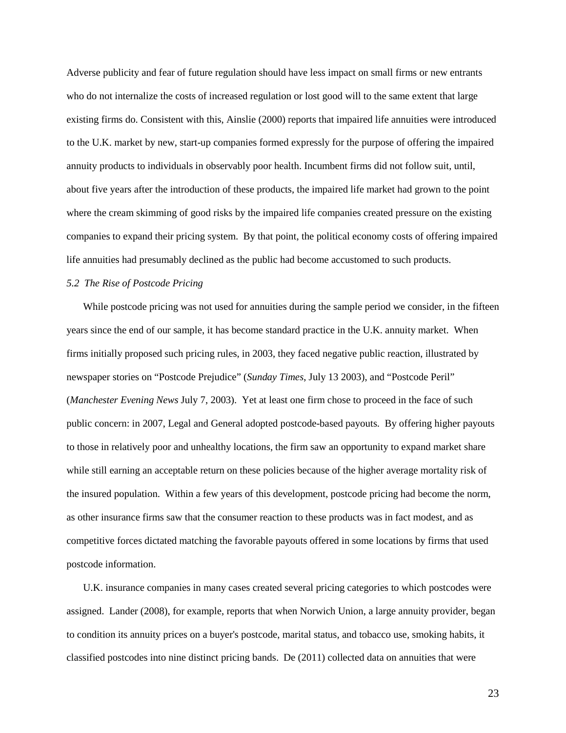Adverse publicity and fear of future regulation should have less impact on small firms or new entrants who do not internalize the costs of increased regulation or lost good will to the same extent that large existing firms do. Consistent with this, Ainslie (2000) reports that impaired life annuities were introduced to the U.K. market by new, start-up companies formed expressly for the purpose of offering the impaired annuity products to individuals in observably poor health. Incumbent firms did not follow suit, until, about five years after the introduction of these products, the impaired life market had grown to the point where the cream skimming of good risks by the impaired life companies created pressure on the existing companies to expand their pricing system. By that point, the political economy costs of offering impaired life annuities had presumably declined as the public had become accustomed to such products.

### *5.2 The Rise of Postcode Pricing*

While postcode pricing was not used for annuities during the sample period we consider, in the fifteen years since the end of our sample, it has become standard practice in the U.K. annuity market. When firms initially proposed such pricing rules, in 2003, they faced negative public reaction, illustrated by newspaper stories on "Postcode Prejudice" (*Sunday Times*, July 13 2003), and "Postcode Peril" (*Manchester Evening News* July 7, 2003). Yet at least one firm chose to proceed in the face of such public concern: in 2007, Legal and General adopted postcode-based payouts. By offering higher payouts to those in relatively poor and unhealthy locations, the firm saw an opportunity to expand market share while still earning an acceptable return on these policies because of the higher average mortality risk of the insured population. Within a few years of this development, postcode pricing had become the norm, as other insurance firms saw that the consumer reaction to these products was in fact modest, and as competitive forces dictated matching the favorable payouts offered in some locations by firms that used postcode information.

U.K. insurance companies in many cases created several pricing categories to which postcodes were assigned. Lander (2008), for example, reports that when Norwich Union, a large annuity provider, began to condition its annuity prices on a buyer's postcode, marital status, and tobacco use, smoking habits, it classified postcodes into nine distinct pricing bands. De (2011) collected data on annuities that were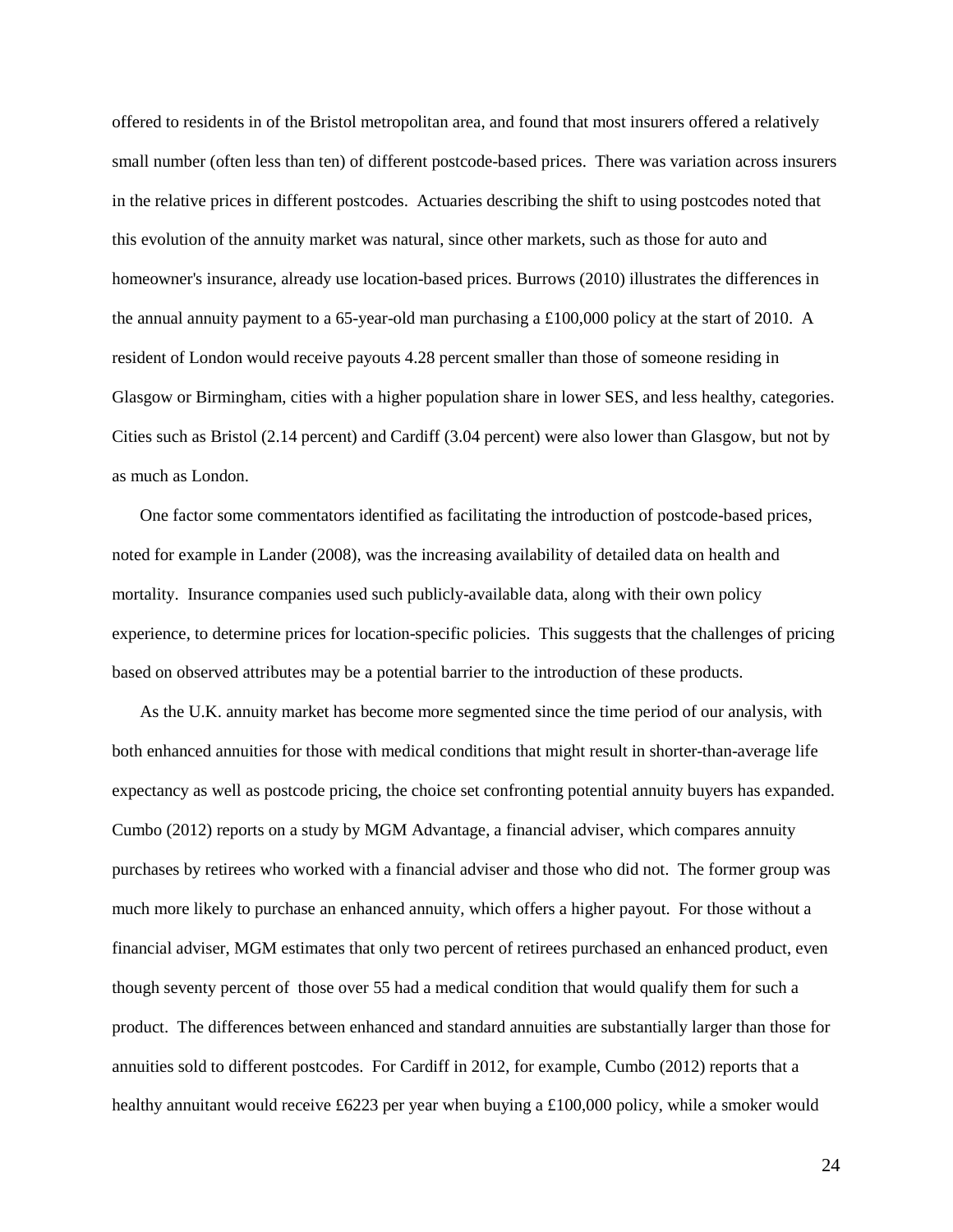offered to residents in of the Bristol metropolitan area, and found that most insurers offered a relatively small number (often less than ten) of different postcode-based prices. There was variation across insurers in the relative prices in different postcodes. Actuaries describing the shift to using postcodes noted that this evolution of the annuity market was natural, since other markets, such as those for auto and homeowner's insurance, already use location-based prices. Burrows (2010) illustrates the differences in the annual annuity payment to a 65-year-old man purchasing a £100,000 policy at the start of 2010. A resident of London would receive payouts 4.28 percent smaller than those of someone residing in Glasgow or Birmingham, cities with a higher population share in lower SES, and less healthy, categories. Cities such as Bristol (2.14 percent) and Cardiff (3.04 percent) were also lower than Glasgow, but not by as much as London.

One factor some commentators identified as facilitating the introduction of postcode-based prices, noted for example in Lander (2008), was the increasing availability of detailed data on health and mortality. Insurance companies used such publicly-available data, along with their own policy experience, to determine prices for location-specific policies. This suggests that the challenges of pricing based on observed attributes may be a potential barrier to the introduction of these products.

As the U.K. annuity market has become more segmented since the time period of our analysis, with both enhanced annuities for those with medical conditions that might result in shorter-than-average life expectancy as well as postcode pricing, the choice set confronting potential annuity buyers has expanded. Cumbo (2012) reports on a study by MGM Advantage, a financial adviser, which compares annuity purchases by retirees who worked with a financial adviser and those who did not. The former group was much more likely to purchase an enhanced annuity, which offers a higher payout. For those without a financial adviser, MGM estimates that only two percent of retirees purchased an enhanced product, even though seventy percent of those over 55 had a medical condition that would qualify them for such a product. The differences between enhanced and standard annuities are substantially larger than those for annuities sold to different postcodes. For Cardiff in 2012, for example, Cumbo (2012) reports that a healthy annuitant would receive £6223 per year when buying a £100,000 policy, while a smoker would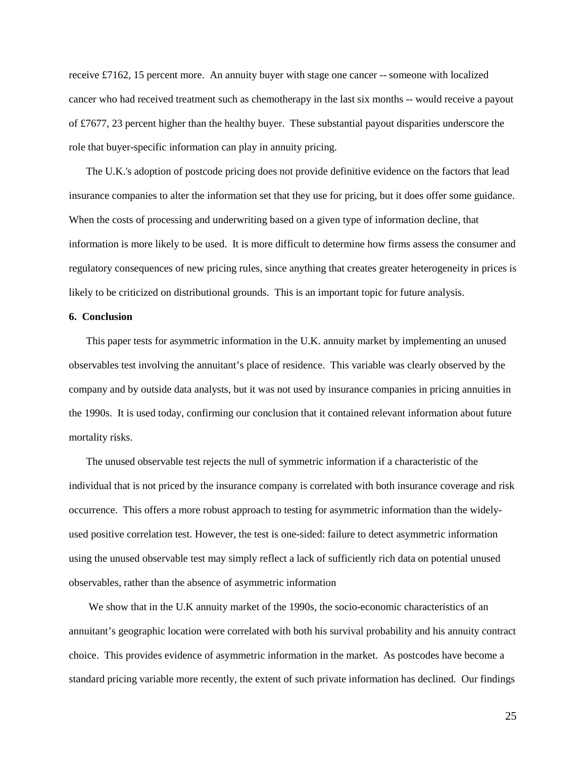receive £7162, 15 percent more. An annuity buyer with stage one cancer -- someone with localized cancer who had received treatment such as chemotherapy in the last six months -- would receive a payout of £7677, 23 percent higher than the healthy buyer. These substantial payout disparities underscore the role that buyer-specific information can play in annuity pricing.

The U.K.'s adoption of postcode pricing does not provide definitive evidence on the factors that lead insurance companies to alter the information set that they use for pricing, but it does offer some guidance. When the costs of processing and underwriting based on a given type of information decline, that information is more likely to be used. It is more difficult to determine how firms assess the consumer and regulatory consequences of new pricing rules, since anything that creates greater heterogeneity in prices is likely to be criticized on distributional grounds. This is an important topic for future analysis.

## 6. Conclusion

This paper tests for asymmetric information in the U.K. annuity market by implementing an unused observables test involving the annuitant's place of residence. This variable was clearly observed by the company and by outside data analysts, but it was not used by insurance companies in pricing annuities in the 1990s. It is used today, confirming our conclusion that it contained relevant information about future mortality risks.

The unused observable test rejects the null of symmetric information if a characteristic of the individual that is not priced by the insurance company is correlated with both insurance coverage and risk occurrence. This offers a more robust approach to testing for asymmetric information than the widely-used positive correlation test. However, the test is one-sided: failure to detect asymmetric information using the unused observable test may simply reflect a lack of sufficiently rich data on potential unused observables, rather than the absence of asymmetric information

We show that in the U.K annuity market of the 1990s, the socio-economic characteristics of an annuitant's geographic location were correlated with both his survival probability and his annuity contract choice. This provides evidence of asymmetric information in the market. As postcodes have become a standard pricing variable more recently, the extent of such private information has declined. Our findings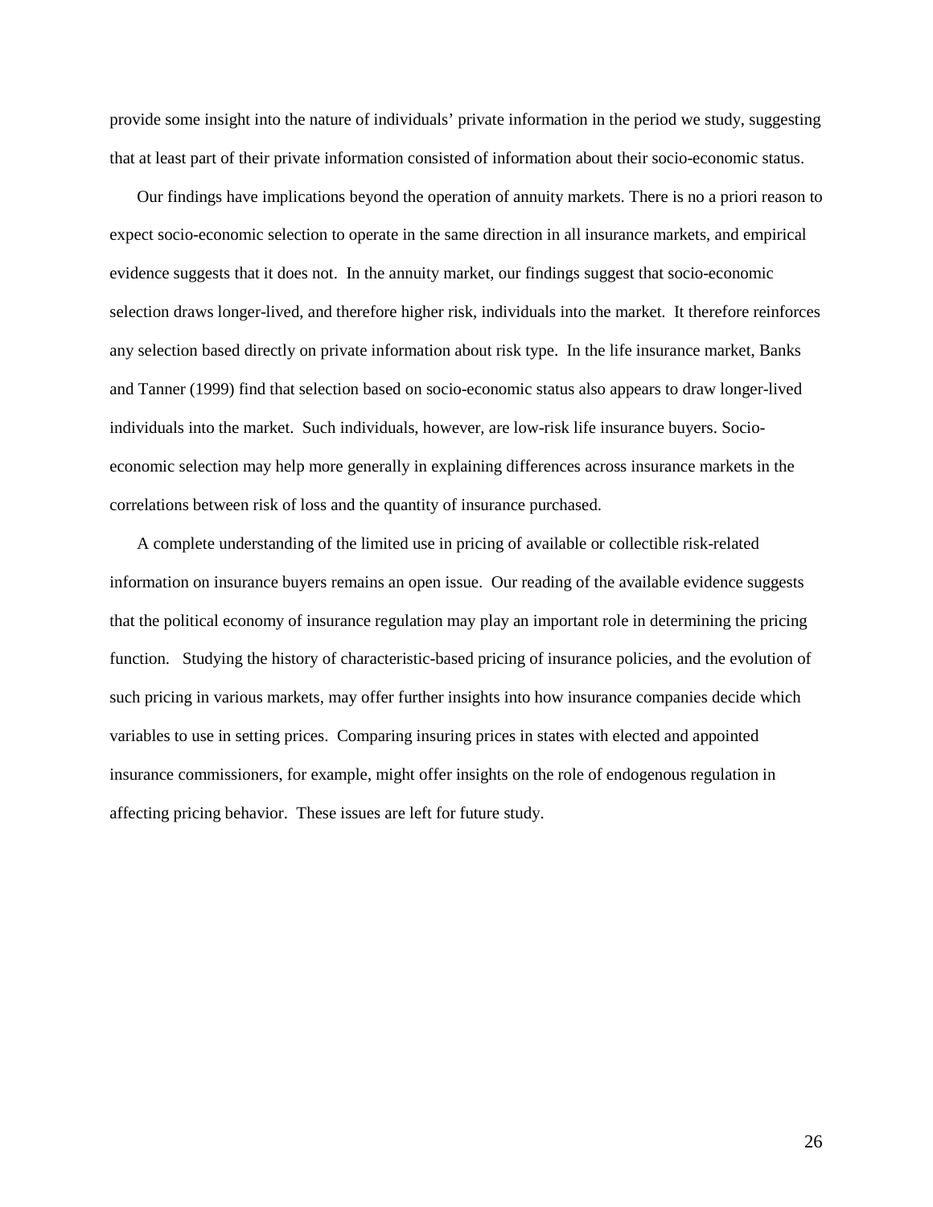provide some insight into the nature of individuals' private information in the period we study, suggesting that at least part of their private information consisted of information about their socio-economic status.

Our findings have implications beyond the operation of annuity markets. There is no a priori reason to expect socio-economic selection to operate in the same direction in all insurance markets, and empirical evidence suggests that it does not. In the annuity market, our findings suggest that socio-economic selection draws longer-lived, and therefore higher risk, individuals into the market. It therefore reinforces any selection based directly on private information about risk type. In the life insurance market, Banks and Tanner (1999) find that selection based on socio-economic status also appears to draw longer-lived individuals into the market. Such individuals, however, are low-risk life insurance buyers. Socio-economic selection may help more generally in explaining differences across insurance markets in the correlations between risk of loss and the quantity of insurance purchased.

A complete understanding of the limited use in pricing of available or collectible risk-related information on insurance buyers remains an open issue. Our reading of the available evidence suggests that the political economy of insurance regulation may play an important role in determining the pricing function. Studying the history of characteristic-based pricing of insurance policies, and the evolution of such pricing in various markets, may offer further insights into how insurance companies decide which variables to use in setting prices. Comparing insuring prices in states with elected and appointed insurance commissioners, for example, might offer insights on the role of endogenous regulation in affecting pricing behavior. These issues are left for future study.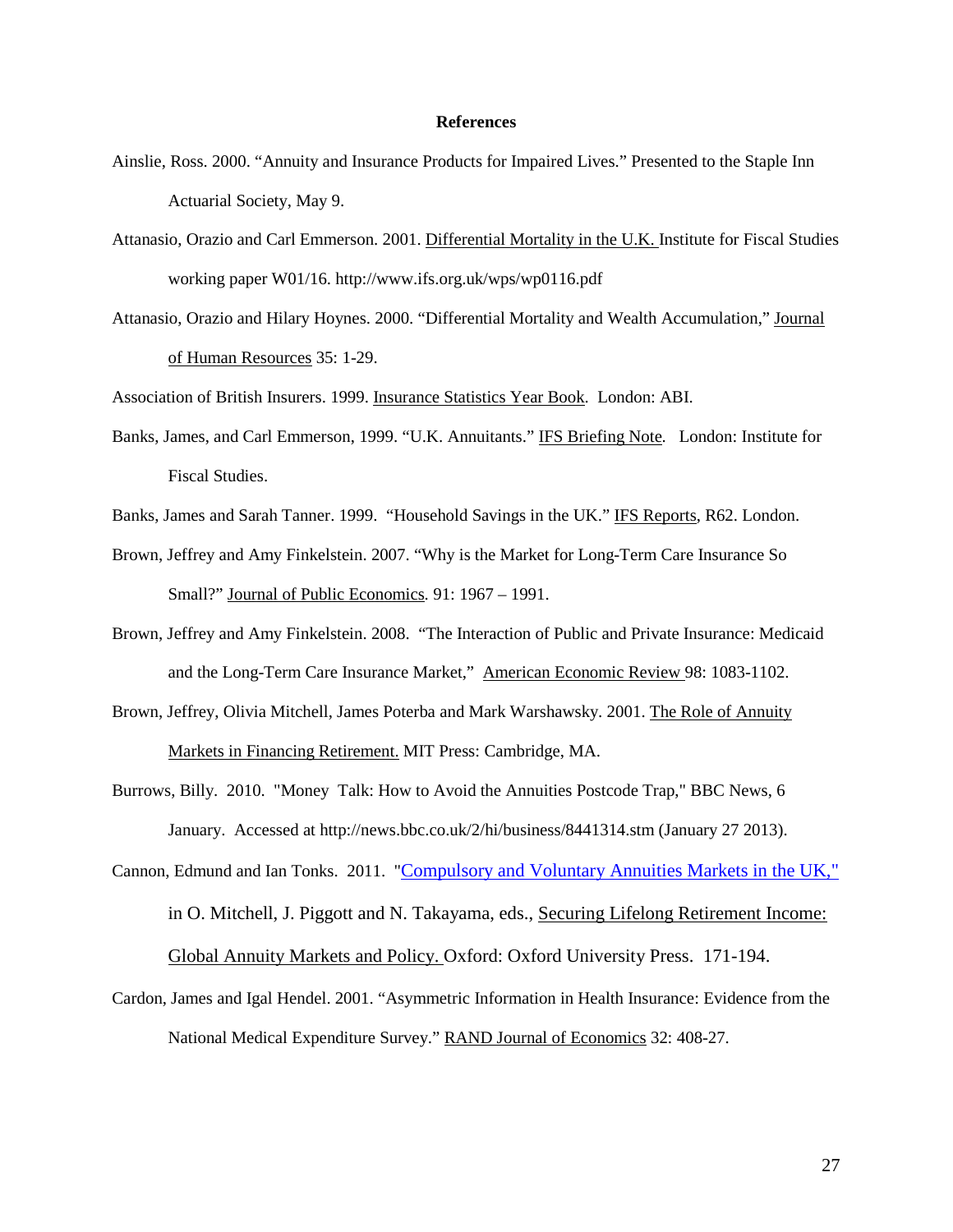**References**

Ainslie, Ross. 2000. "Annuity and Insurance Products for Impaired Lives." Presented to the Staple Inn Actuarial Society, May 9.

Attanasio, Orazio and Carl Emmerson. 2001. Differential Mortality in the U.K. Institute for Fiscal Studies working paper W01/16. http://www.ifs.org.uk/wps/wp0116.pdf

Attanasio, Orazio and Hilary Hoynes. 2000. "Differential Mortality and Wealth Accumulation," Journal of Human Resources 35: 1-29.

Association of British Insurers. 1999. Insurance Statistics Year Book. London: ABI.

Banks, James, and Carl Emmerson, 1999. "U.K. Annuitants." IFS Briefing Note. London: Institute for Fiscal Studies.

Banks, James and Sarah Tanner. 1999. "Household Savings in the UK." IFS Reports, R62. London.

Brown, Jeffrey and Amy Finkelstein. 2007. "Why is the Market for Long-Term Care Insurance So Small?" Journal of Public Economics. 91: 1967 – 1991.

Brown, Jeffrey and Amy Finkelstein. 2008. "The Interaction of Public and Private Insurance: Medicaid and the Long-Term Care Insurance Market," American Economic Review 98: 1083-1102.

Brown, Jeffrey, Olivia Mitchell, James Poterba and Mark Warshawsky. 2001. The Role of Annuity Markets in Financing Retirement. MIT Press: Cambridge, MA.

Burrows, Billy. 2010. "Money Talk: How to Avoid the Annuities Postcode Trap," BBC News, 6 January. Accessed at http://news.bbc.co.uk/2/hi/business/8441314.stm (January 27 2013).

Cannon, Edmund and Ian Tonks. 2011. "Compulsory and Voluntary Annuities Markets in the UK," in O. Mitchell, J. Piggott and N. Takayama, eds., Securing Lifelong Retirement Income: Global Annuity Markets and Policy. Oxford: Oxford University Press. 171-194.

Cardon, James and Igal Hendel. 2001. "Asymmetric Information in Health Insurance: Evidence from the National Medical Expenditure Survey." RAND Journal of Economics 32: 408-27.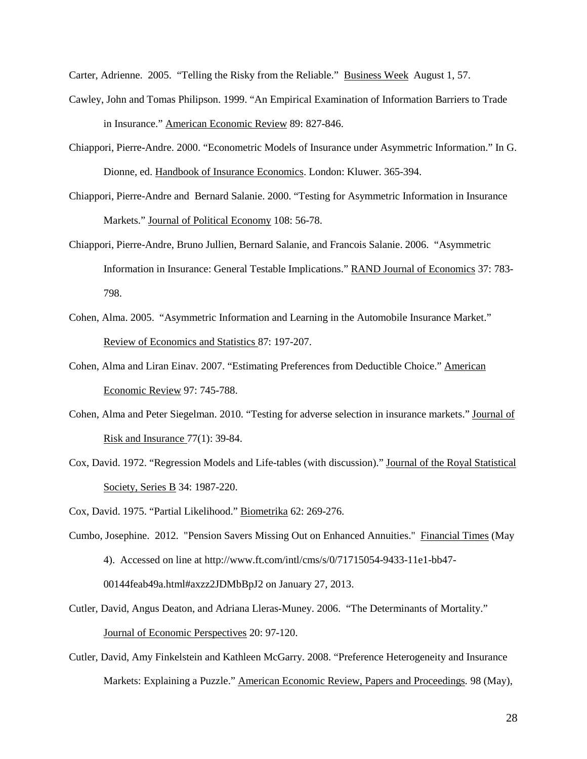Carter, Adrienne. 2005. "Telling the Risky from the Reliable." Business Week August 1, 57.

Cawley, John and Tomas Philipson. 1999. "An Empirical Examination of Information Barriers to Trade in Insurance." American Economic Review 89: 827-846.

Chiappori, Pierre-Andre. 2000. "Econometric Models of Insurance under Asymmetric Information." In G. Dionne, ed. Handbook of Insurance Economics. London: Kluwer. 365-394.

Chiappori, Pierre-Andre and Bernard Salanie. 2000. "Testing for Asymmetric Information in Insurance Markets." Journal of Political Economy 108: 56-78.

Chiappori, Pierre-Andre, Bruno Jullien, Bernard Salanie, and Francois Salanie. 2006. "Asymmetric Information in Insurance: General Testable Implications." RAND Journal of Economics 37: 783-798.

Cohen, Alma. 2005. "Asymmetric Information and Learning in the Automobile Insurance Market." Review of Economics and Statistics 87: 197-207.

Cohen, Alma and Liran Einav. 2007. "Estimating Preferences from Deductible Choice." American Economic Review 97: 745-788.

Cohen, Alma and Peter Siegelman. 2010. "Testing for adverse selection in insurance markets." Journal of Risk and Insurance 77(1): 39-84.

Cox, David. 1972. "Regression Models and Life-tables (with discussion)." Journal of the Royal Statistical Society, Series B 34: 1987-220.

Cox, David. 1975. "Partial Likelihood." Biometrika 62: 269-276.

Cumbo, Josephine. 2012. "Pension Savers Missing Out on Enhanced Annuities." Financial Times (May 4). Accessed on line at http://www.ft.com/intl/cms/s/0/71715054-9433-11e1-bb47-00144feab49a.html#axzz2JDMbBpJ2 on January 27, 2013.

Cutler, David, Angus Deaton, and Adriana Lleras-Muney. 2006. "The Determinants of Mortality." Journal of Economic Perspectives 20: 97-120.

Cutler, David, Amy Finkelstein and Kathleen McGarry. 2008. "Preference Heterogeneity and Insurance Markets: Explaining a Puzzle." American Economic Review, Papers and Proceedings. 98 (May),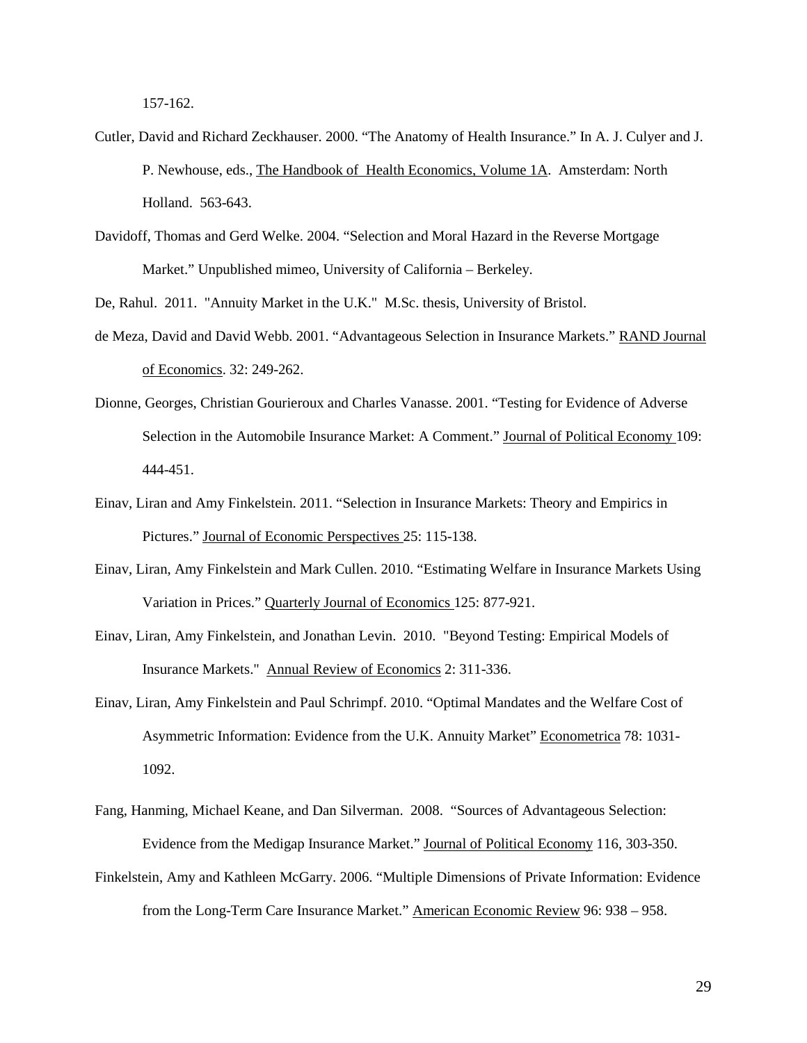157-162.

Cutler, David and Richard Zeckhauser. 2000. "The Anatomy of Health Insurance." In A. J. Culyer and J. P. Newhouse, eds., The Handbook of Health Economics, Volume 1A. Amsterdam: North Holland. 563-643.

Davidoff, Thomas and Gerd Welke. 2004. "Selection and Moral Hazard in the Reverse Mortgage Market." Unpublished mimeo, University of California – Berkeley.

De, Rahul. 2011. "Annuity Market in the U.K." M.Sc. thesis, University of Bristol.

de Meza, David and David Webb. 2001. "Advantageous Selection in Insurance Markets." RAND Journal of Economics. 32: 249-262.

Dionne, Georges, Christian Gourieroux and Charles Vanasse. 2001. "Testing for Evidence of Adverse Selection in the Automobile Insurance Market: A Comment." Journal of Political Economy 109: 444-451.

Einav, Liran and Amy Finkelstein. 2011. "Selection in Insurance Markets: Theory and Empirics in Pictures." Journal of Economic Perspectives 25: 115-138.

Einav, Liran, Amy Finkelstein and Mark Cullen. 2010. "Estimating Welfare in Insurance Markets Using Variation in Prices." Quarterly Journal of Economics 125: 877-921.

Einav, Liran, Amy Finkelstein, and Jonathan Levin. 2010. "Beyond Testing: Empirical Models of Insurance Markets." Annual Review of Economics 2: 311-336.

Einav, Liran, Amy Finkelstein and Paul Schrimpf. 2010. "Optimal Mandates and the Welfare Cost of Asymmetric Information: Evidence from the U.K. Annuity Market" Econometrica 78: 1031-1092.

Fang, Hanming, Michael Keane, and Dan Silverman. 2008. "Sources of Advantageous Selection: Evidence from the Medigap Insurance Market." Journal of Political Economy 116, 303-350.

Finkelstein, Amy and Kathleen McGarry. 2006. "Multiple Dimensions of Private Information: Evidence from the Long-Term Care Insurance Market." American Economic Review 96: 938 – 958.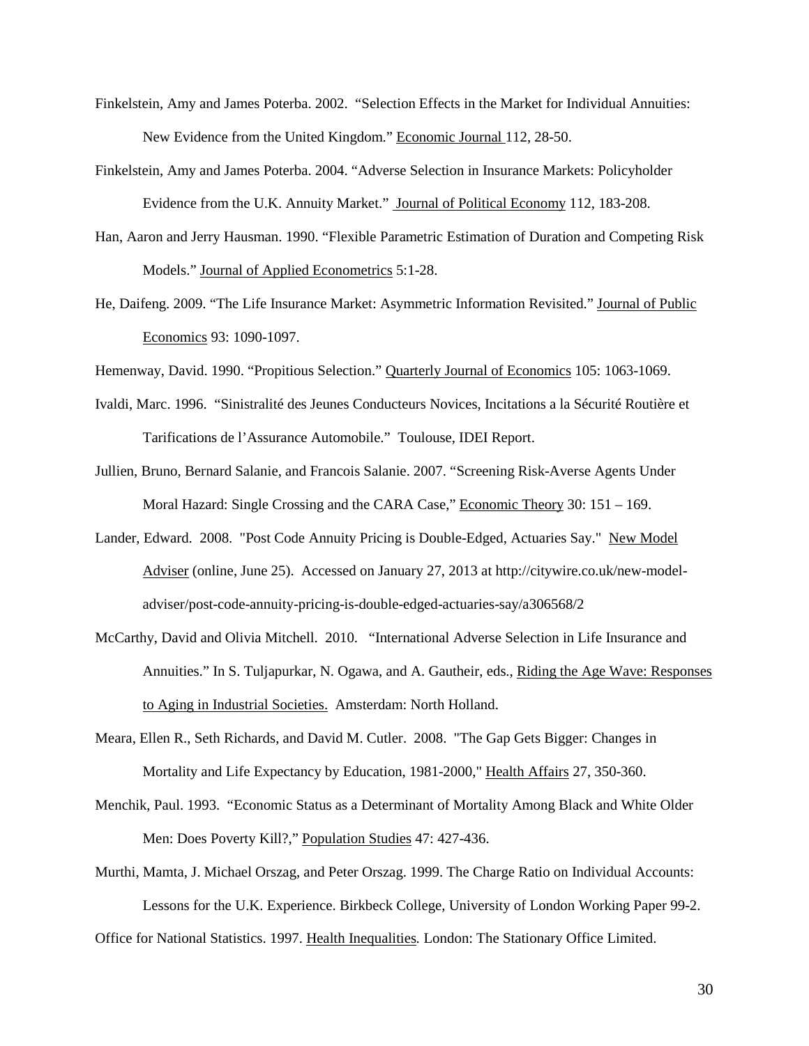Finkelstein, Amy and James Poterba. 2002. "Selection Effects in the Market for Individual Annuities: New Evidence from the United Kingdom." Economic Journal 112, 28-50.

Finkelstein, Amy and James Poterba. 2004. "Adverse Selection in Insurance Markets: Policyholder Evidence from the U.K. Annuity Market." Journal of Political Economy 112, 183-208.

Han, Aaron and Jerry Hausman. 1990. "Flexible Parametric Estimation of Duration and Competing Risk Models." Journal of Applied Econometrics 5:1-28.

He, Daifeng. 2009. "The Life Insurance Market: Asymmetric Information Revisited." Journal of Public Economics 93: 1090-1097.

Hemenway, David. 1990. "Propitious Selection." Quarterly Journal of Economics 105: 1063-1069.

Ivaldi, Marc. 1996. "Sinistralité des Jeunes Conducteurs Novices, Incitations a la Sécurité Routière et Tarifications de l'Assurance Automobile." Toulouse, IDEI Report.

Jullien, Bruno, Bernard Salanie, and Francois Salanie. 2007. "Screening Risk-Averse Agents Under Moral Hazard: Single Crossing and the CARA Case," Economic Theory 30: 151 – 169.

Lander, Edward. 2008. "Post Code Annuity Pricing is Double-Edged, Actuaries Say." New Model Adviser (online, June 25). Accessed on January 27, 2013 at http://citywire.co.uk/new-model-adviser/post-code-annuity-pricing-is-double-edged-actuaries-say/a306568/2

McCarthy, David and Olivia Mitchell. 2010. "International Adverse Selection in Life Insurance and Annuities." In S. Tuljapurkar, N. Ogawa, and A. Gautheir, eds., Riding the Age Wave: Responses to Aging in Industrial Societies. Amsterdam: North Holland.

Meara, Ellen R., Seth Richards, and David M. Cutler. 2008. "The Gap Gets Bigger: Changes in Mortality and Life Expectancy by Education, 1981-2000," Health Affairs 27, 350-360.

Menchik, Paul. 1993. "Economic Status as a Determinant of Mortality Among Black and White Older Men: Does Poverty Kill?," Population Studies 47: 427-436.

Murthi, Mamta, J. Michael Orszag, and Peter Orszag. 1999. The Charge Ratio on Individual Accounts: Lessons for the U.K. Experience. Birkbeck College, University of London Working Paper 99-2.

Office for National Statistics. 1997. Health Inequalities. London: The Stationary Office Limited.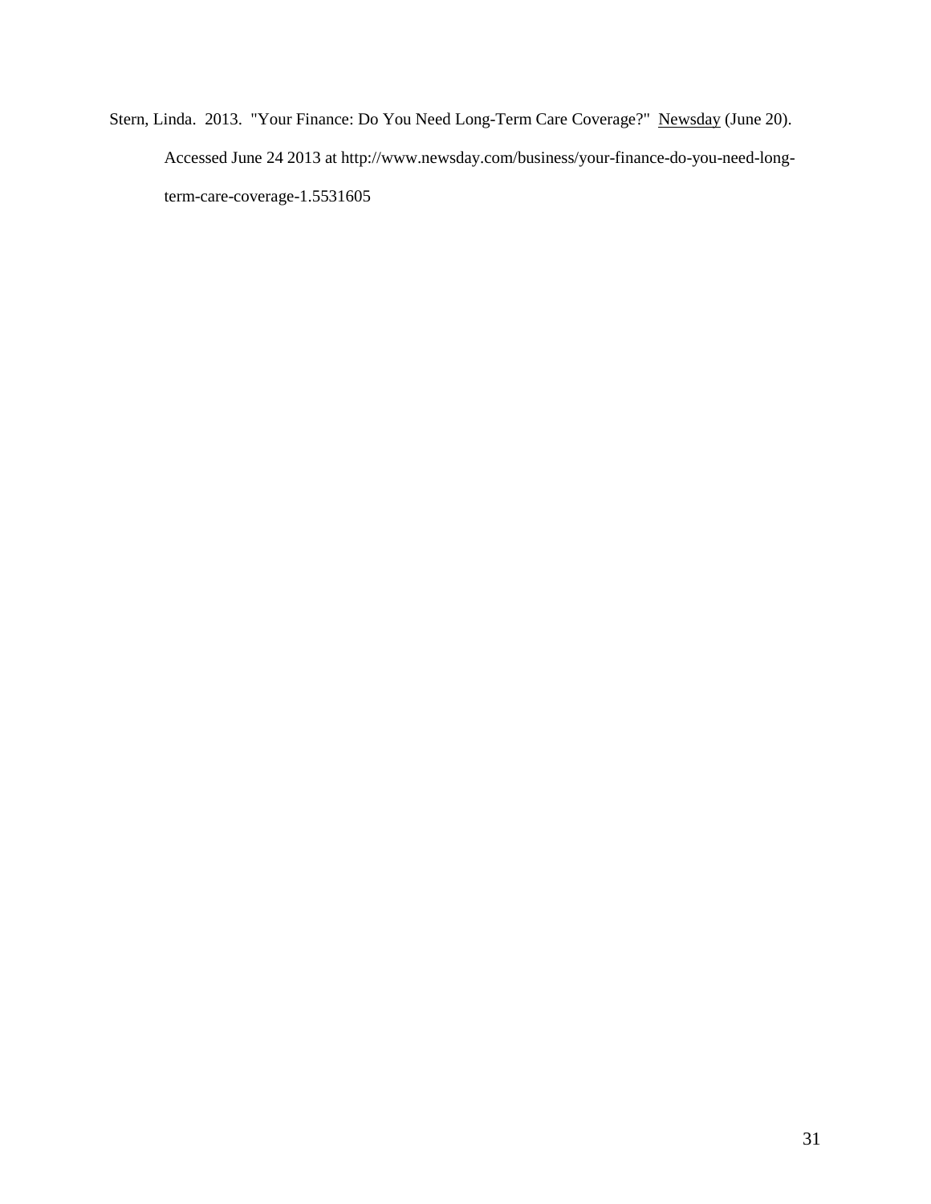Stern, Linda. 2013. "Your Finance: Do You Need Long-Term Care Coverage?" Newsday (June 20). Accessed June 24 2013 at http://www.newsday.com/business/your-finance-do-you-need-long-term-care-coverage-1.5531605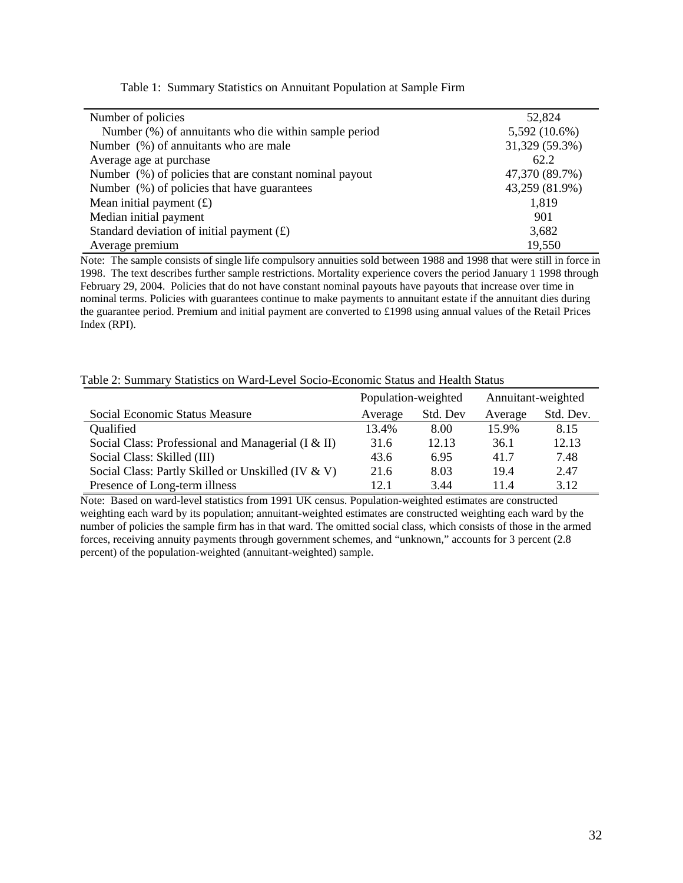Table 1: Summary Statistics on Annuitant Population at Sample Firm

| | |
|---|---|
| Number of policies | 52,824 |
| Number (%) of annuitants who die within sample period | 5,592 (10.6%) |
| Number (%) of annuitants who are male | 31,329 (59.3%) |
| Average age at purchase | 62.2 |
| Number (%) of policies that are constant nominal payout | 47,370 (89.7%) |
| Number (%) of policies that have guarantees | 43,259 (81.9%) |
| Mean initial payment (£) | 1,819 |
| Median initial payment | 901 |
| Standard deviation of initial payment (£) | 3,682 |
| Average premium | 19,550 |

Note: The sample consists of single life compulsory annuities sold between 1988 and 1998 that were still in force in 1998. The text describes further sample restrictions. Mortality experience covers the period January 1 1998 through February 29, 2004. Policies that do not have constant nominal payouts have payouts that increase over time in nominal terms. Policies with guarantees continue to make payments to annuitant estate if the annuitant dies during the guarantee period. Premium and initial payment are converted to £1998 using annual values of the Retail Prices Index (RPI).

Table 2: Summary Statistics on Ward-Level Socio-Economic Status and Health Status

| | Population-weighted | | Annuitant-weighted | |
|---|---|---|---|---|
| Social Economic Status Measure | Average | Std. Dev | Average | Std. Dev. |
| Qualified | 13.4% | 8.00 | 15.9% | 8.15 |
| Social Class: Professional and Managerial (I & II) | 31.6 | 12.13 | 36.1 | 12.13 |
| Social Class: Skilled (III) | 43.6 | 6.95 | 41.7 | 7.48 |
| Social Class: Partly Skilled or Unskilled (IV & V) | 21.6 | 8.03 | 19.4 | 2.47 |
| Presence of Long-term illness | 12.1 | 3.44 | 11.4 | 3.12 |

Note: Based on ward-level statistics from 1991 UK census. Population-weighted estimates are constructed weighting each ward by its population; annuitant-weighted estimates are constructed weighting each ward by the number of policies the sample firm has in that ward. The omitted social class, which consists of those in the armed forces, receiving annuity payments through government schemes, and "unknown," accounts for 3 percent (2.8 percent) of the population-weighted (annuitant-weighted) sample.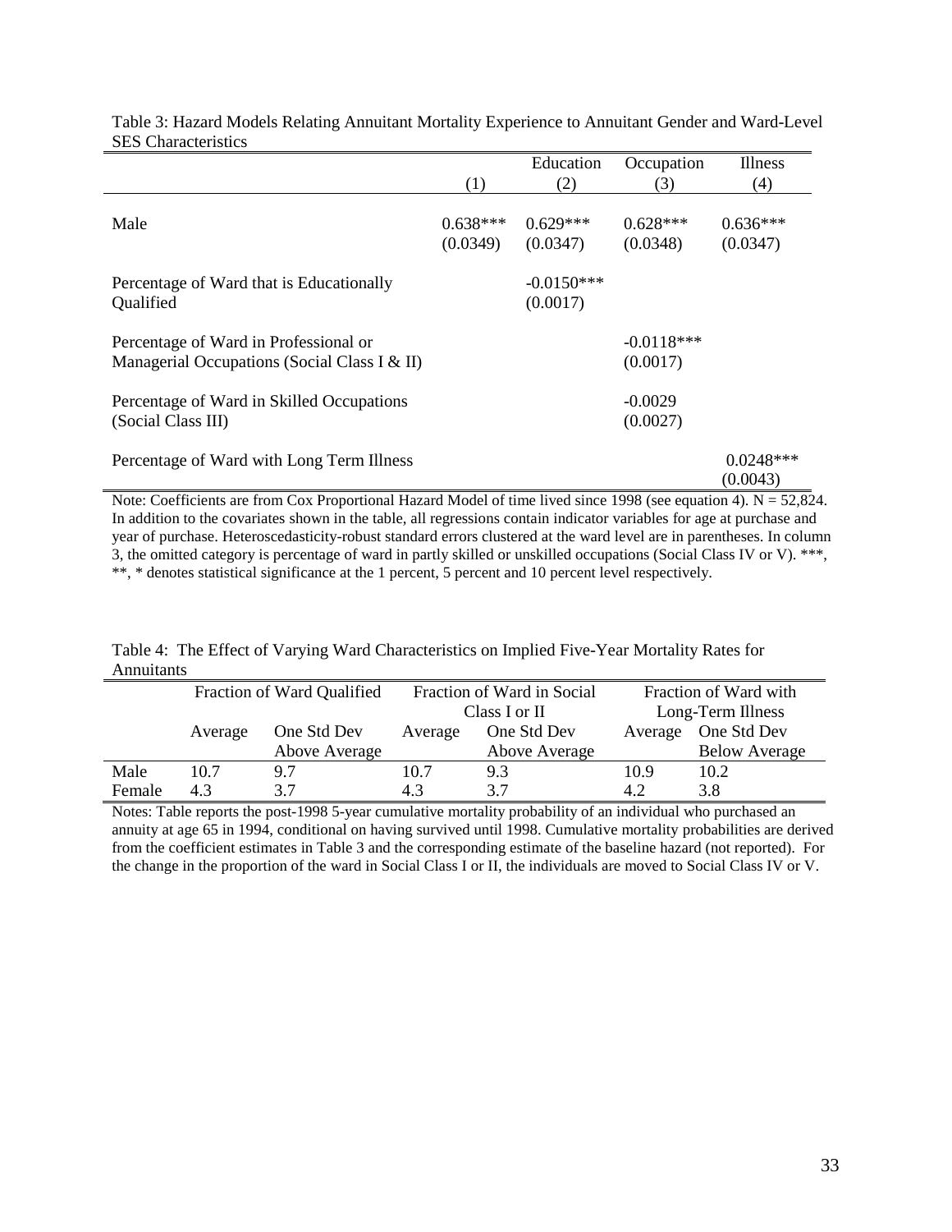Table 3: Hazard Models Relating Annuitant Mortality Experience to Annuitant Gender and Ward-Level SES Characteristics

| | (1) | Education (2) | Occupation (3) | Illness (4) |
|---|---|---|---|---|
| Male | 0.638*** | 0.629*** | 0.628*** | 0.636*** |
| | (0.0349) | (0.0347) | (0.0348) | (0.0347) |
| Percentage of Ward that is Educationally Qualified | | -0.0150*** | | |
| | | (0.0017) | | |
| Percentage of Ward in Professional or Managerial Occupations (Social Class I & II) | | | -0.0118*** | |
| | | | (0.0017) | |
| Percentage of Ward in Skilled Occupations (Social Class III) | | | -0.0029 | |
| | | | (0.0027) | |
| Percentage of Ward with Long Term Illness | | | | 0.0248*** |
| | | | | (0.0043) |

Note: Coefficients are from Cox Proportional Hazard Model of time lived since 1998 (see equation 4). N = 52,824. In addition to the covariates shown in the table, all regressions contain indicator variables for age at purchase and year of purchase. Heteroscedasticity-robust standard errors clustered at the ward level are in parentheses. In column 3, the omitted category is percentage of ward in partly skilled or unskilled occupations (Social Class IV or V). ***, **, * denotes statistical significance at the 1 percent, 5 percent and 10 percent level respectively.

Table 4: The Effect of Varying Ward Characteristics on Implied Five-Year Mortality Rates for Annuitants

| | Fraction of Ward Qualified | | Fraction of Ward in Social Class I or II | | Fraction of Ward with Long-Term Illness | |
|---|---|---|---|---|---|---|
| | Average | One Std Dev Above Average | Average | One Std Dev Above Average | Average | One Std Dev Below Average |
| Male | 10.7 | 9.7 | 10.7 | 9.3 | 10.9 | 10.2 |
| Female | 4.3 | 3.7 | 4.3 | 3.7 | 4.2 | 3.8 |

Notes: Table reports the post-1998 5-year cumulative mortality probability of an individual who purchased an annuity at age 65 in 1994, conditional on having survived until 1998. Cumulative mortality probabilities are derived from the coefficient estimates in Table 3 and the corresponding estimate of the baseline hazard (not reported). For the change in the proportion of the ward in Social Class I or II, the individuals are moved to Social Class IV or V.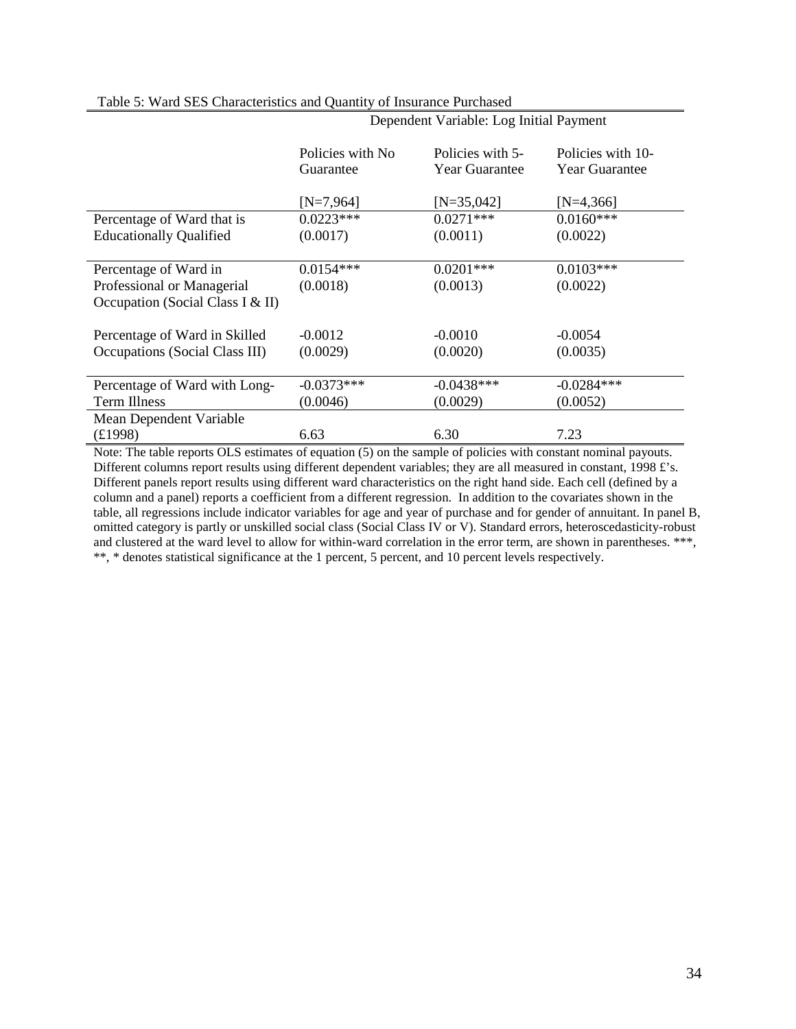Table 5: Ward SES Characteristics and Quantity of Insurance Purchased

| | Dependent Variable: Log Initial Payment | | |
|---|---|---|---|
| | Policies with No Guarantee | Policies with 5-Year Guarantee | Policies with 10-Year Guarantee |
| | [N=7,964] | [N=35,042] | [N=4,366] |
| Percentage of Ward that is Educationally Qualified | 0.0223*** | 0.0271*** | 0.0160*** |
| | (0.0017) | (0.0011) | (0.0022) |
| Percentage of Ward in Professional or Managerial Occupation (Social Class I & II) | 0.0154*** | 0.0201*** | 0.0103*** |
| | (0.0018) | (0.0013) | (0.0022) |
| Percentage of Ward in Skilled Occupations (Social Class III) | -0.0012 | -0.0010 | -0.0054 |
| | (0.0029) | (0.0020) | (0.0035) |
| Percentage of Ward with Long-Term Illness | -0.0373*** | -0.0438*** | -0.0284*** |
| | (0.0046) | (0.0029) | (0.0052) |
| Mean Dependent Variable (£1998) | 6.63 | 6.30 | 7.23 |

Note: The table reports OLS estimates of equation (5) on the sample of policies with constant nominal payouts. Different columns report results using different dependent variables; they are all measured in constant, 1998 £'s. Different panels report results using different ward characteristics on the right hand side. Each cell (defined by a column and a panel) reports a coefficient from a different regression. In addition to the covariates shown in the table, all regressions include indicator variables for age and year of purchase and for gender of annuitant. In panel B, omitted category is partly or unskilled social class (Social Class IV or V). Standard errors, heteroscedasticity-robust and clustered at the ward level to allow for within-ward correlation in the error term, are shown in parentheses. ***, **, * denotes statistical significance at the 1 percent, 5 percent, and 10 percent levels respectively.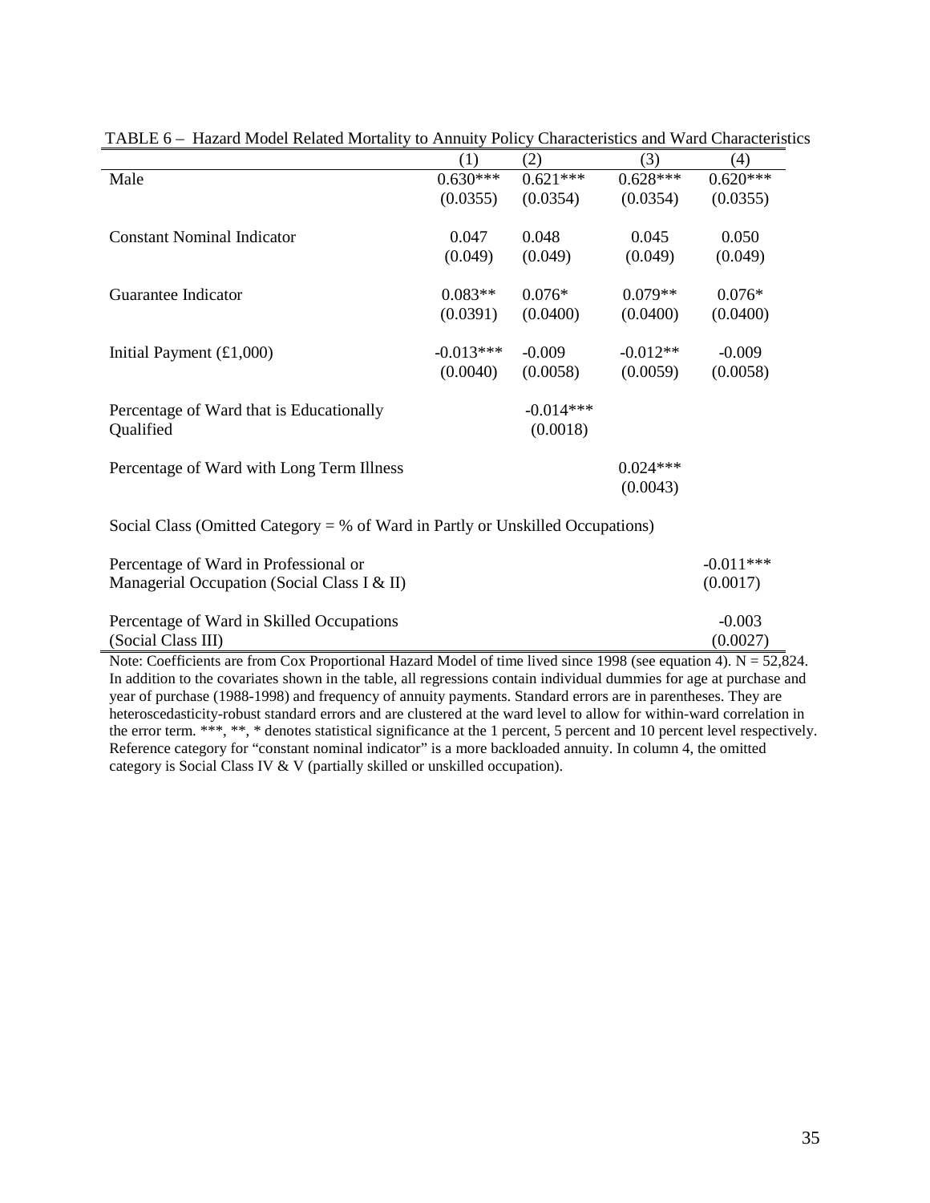TABLE 6 – Hazard Model Related Mortality to Annuity Policy Characteristics and Ward Characteristics

| | (1) | (2) | (3) | (4) |
|---|---|---|---|---|
| Male | 0.630*** | 0.621*** | 0.628*** | 0.620*** |
| | (0.0355) | (0.0354) | (0.0354) | (0.0355) |
| Constant Nominal Indicator | 0.047 | 0.048 | 0.045 | 0.050 |
| | (0.049) | (0.049) | (0.049) | (0.049) |
| Guarantee Indicator | 0.083** | 0.076* | 0.079** | 0.076* |
| | (0.0391) | (0.0400) | (0.0400) | (0.0400) |
| Initial Payment (£1,000) | -0.013*** | -0.009 | -0.012** | -0.009 |
| | (0.0040) | (0.0058) | (0.0059) | (0.0058) |
| Percentage of Ward that is Educationally Qualified | | -0.014*** | | |
| | | (0.0018) | | |
| Percentage of Ward with Long Term Illness | | | 0.024*** | |
| | | | (0.0043) | |
| Social Class (Omitted Category = % of Ward in Partly or Unskilled Occupations) | | | | |
| Percentage of Ward in Professional or Managerial Occupation (Social Class I & II) | | | | -0.011*** |
| | | | | (0.0017) |
| Percentage of Ward in Skilled Occupations (Social Class III) | | | | -0.003 |
| | | | | (0.0027) |

Note: Coefficients are from Cox Proportional Hazard Model of time lived since 1998 (see equation 4). N = 52,824. In addition to the covariates shown in the table, all regressions contain individual dummies for age at purchase and year of purchase (1988-1998) and frequency of annuity payments. Standard errors are in parentheses. They are heteroscedasticity-robust standard errors and are clustered at the ward level to allow for within-ward correlation in the error term. ***, **, * denotes statistical significance at the 1 percent, 5 percent and 10 percent level respectively. Reference category for "constant nominal indicator" is a more backloaded annuity. In column 4, the omitted category is Social Class IV & V (partially skilled or unskilled occupation).